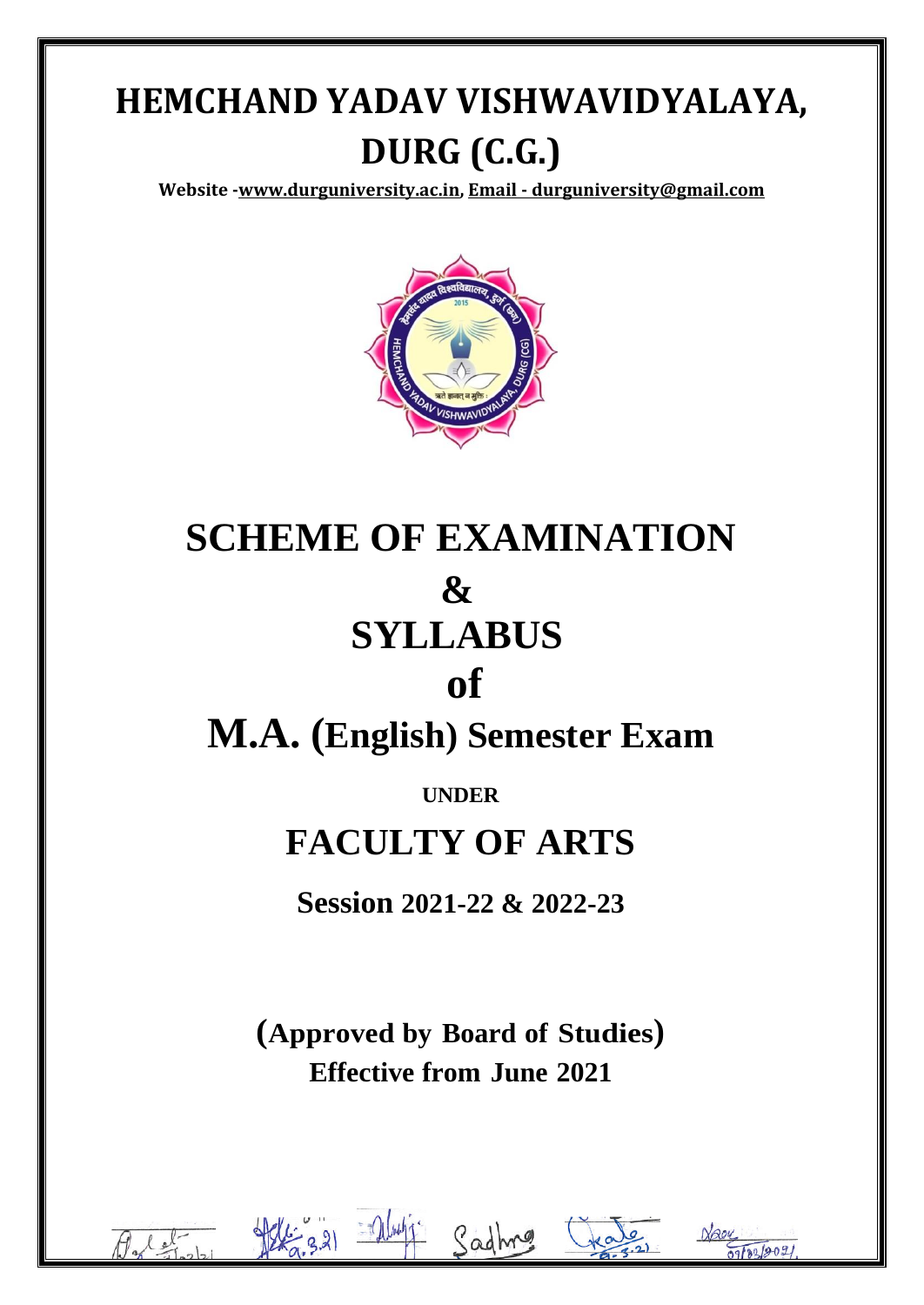# HEMCHAND YADAV VISHWAVIDYALAYA, DURG (C.G.)

**Website -www.durguniversity.ac.in, Email - durguniversity@gmail.com**

# SCHEME OF EXAMINATION
# &
# SYLLABUS
# of
# M.A. (English) Semester Exam

**UNDER**

## FACULTY OF ARTS

**Session 2021-22 & 2022-23**

**(Approved by Board of Studies)**
**Effective from June 2021**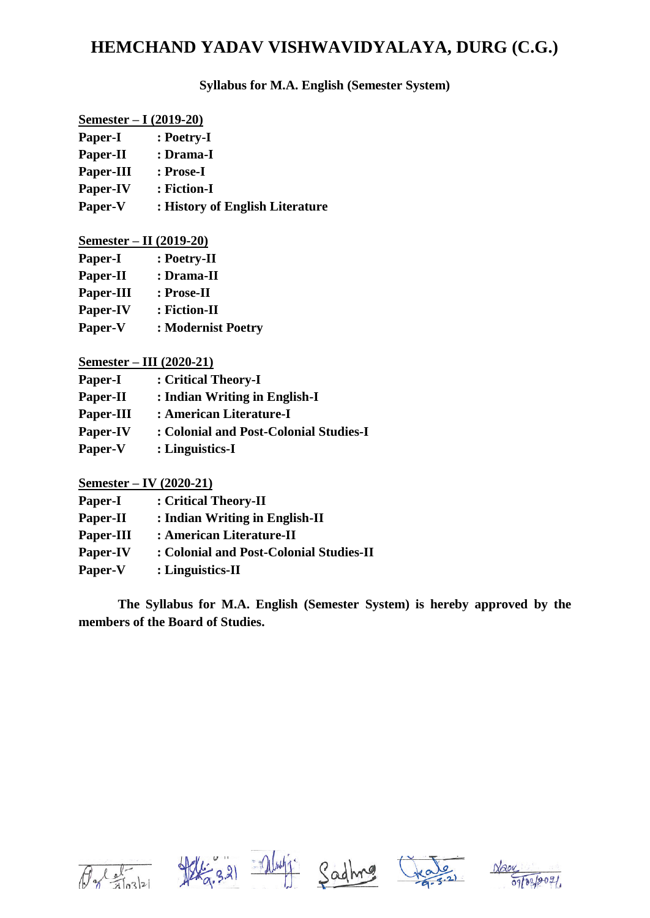# HEMCHAND YADAV VISHWAVIDYALAYA, DURG (C.G.)

**Syllabus for M.A. English (Semester System)**

**<u>Semester – I (2019-20)</u>**

**Paper-I** : **Poetry-I**
**Paper-II** : **Drama-I**
**Paper-III** : **Prose-I**
**Paper-IV** : **Fiction-I**
**Paper-V** : **History of English Literature**

**<u>Semester – II (2019-20)</u>**

**Paper-I** : **Poetry-II**
**Paper-II** : **Drama-II**
**Paper-III** : **Prose-II**
**Paper-IV** : **Fiction-II**
**Paper-V** : **Modernist Poetry**

**<u>Semester – III (2020-21)</u>**

**Paper-I** : **Critical Theory-I**
**Paper-II** : **Indian Writing in English-I**
**Paper-III** : **American Literature-I**
**Paper-IV** : **Colonial and Post-Colonial Studies-I**
**Paper-V** : **Linguistics-I**

**<u>Semester – IV (2020-21)</u>**

**Paper-I** : **Critical Theory-II**
**Paper-II** : **Indian Writing in English-II**
**Paper-III** : **American Literature-II**
**Paper-IV** : **Colonial and Post-Colonial Studies-II**
**Paper-V** : **Linguistics-II**

**The Syllabus for M.A. English (Semester System) is hereby approved by the members of the Board of Studies.**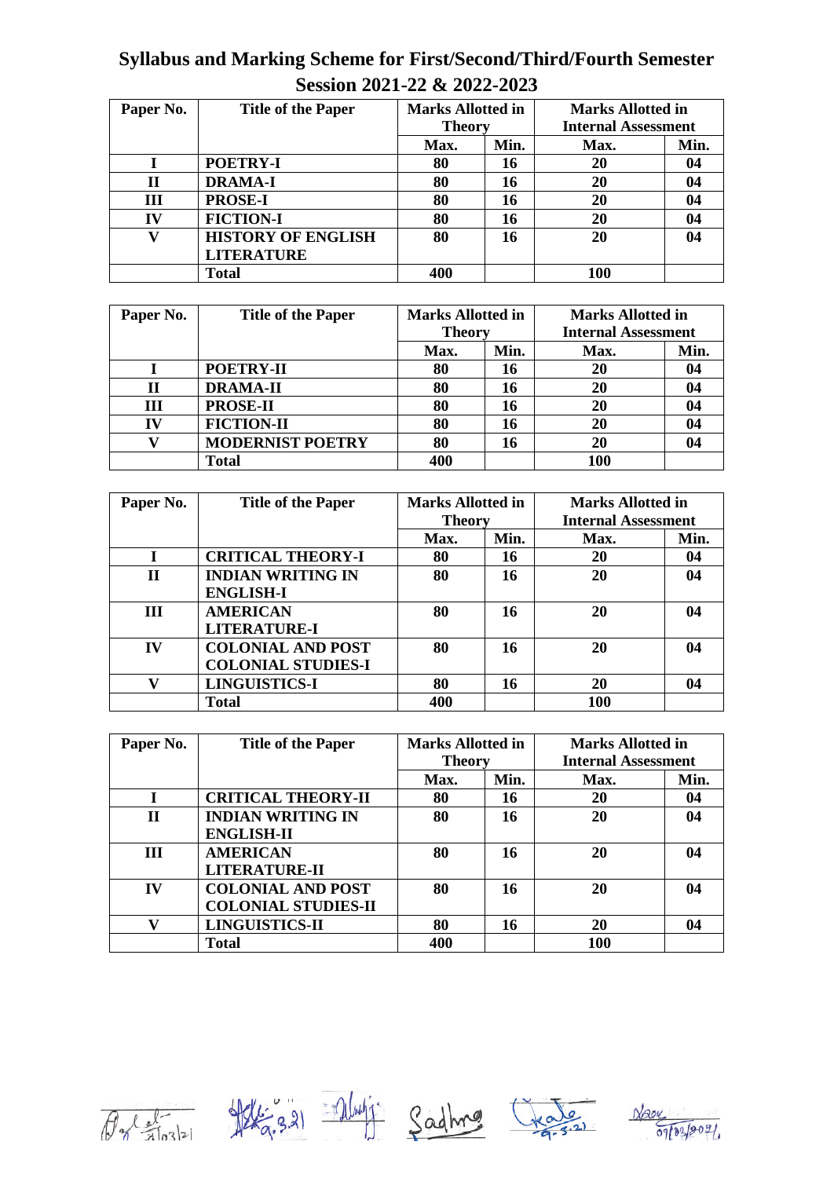# Syllabus and Marking Scheme for First/Second/Third/Fourth Semester

## Session 2021-22 & 2022-2023

| Paper No. | Title of the Paper | Marks Allotted in Theory | | Marks Allotted in Internal Assessment | |
|---|---|---|---|---|---|
| | | Max. | Min. | Max. | Min. |
| I | POETRY-I | 80 | 16 | 20 | 04 |
| II | DRAMA-I | 80 | 16 | 20 | 04 |
| III | PROSE-I | 80 | 16 | 20 | 04 |
| IV | FICTION-I | 80 | 16 | 20 | 04 |
| V | HISTORY OF ENGLISH LITERATURE | 80 | 16 | 20 | 04 |
| | Total | 400 | | 100 | |

| Paper No. | Title of the Paper | Marks Allotted in Theory | | Marks Allotted in Internal Assessment | |
|---|---|---|---|---|---|
| | | Max. | Min. | Max. | Min. |
| I | POETRY-II | 80 | 16 | 20 | 04 |
| II | DRAMA-II | 80 | 16 | 20 | 04 |
| III | PROSE-II | 80 | 16 | 20 | 04 |
| IV | FICTION-II | 80 | 16 | 20 | 04 |
| V | MODERNIST POETRY | 80 | 16 | 20 | 04 |
| | Total | 400 | | 100 | |

| Paper No. | Title of the Paper | Marks Allotted in Theory | | Marks Allotted in Internal Assessment | |
|---|---|---|---|---|---|
| | | Max. | Min. | Max. | Min. |
| I | CRITICAL THEORY-I | 80 | 16 | 20 | 04 |
| II | INDIAN WRITING IN ENGLISH-I | 80 | 16 | 20 | 04 |
| III | AMERICAN LITERATURE-I | 80 | 16 | 20 | 04 |
| IV | COLONIAL AND POST COLONIAL STUDIES-I | 80 | 16 | 20 | 04 |
| V | LINGUISTICS-I | 80 | 16 | 20 | 04 |
| | Total | 400 | | 100 | |

| Paper No. | Title of the Paper | Marks Allotted in Theory | | Marks Allotted in Internal Assessment | |
|---|---|---|---|---|---|
| | | Max. | Min. | Max. | Min. |
| I | CRITICAL THEORY-II | 80 | 16 | 20 | 04 |
| II | INDIAN WRITING IN ENGLISH-II | 80 | 16 | 20 | 04 |
| III | AMERICAN LITERATURE-II | 80 | 16 | 20 | 04 |
| IV | COLONIAL AND POST COLONIAL STUDIES-II | 80 | 16 | 20 | 04 |
| V | LINGUISTICS-II | 80 | 16 | 20 | 04 |
| | Total | 400 | | 100 | |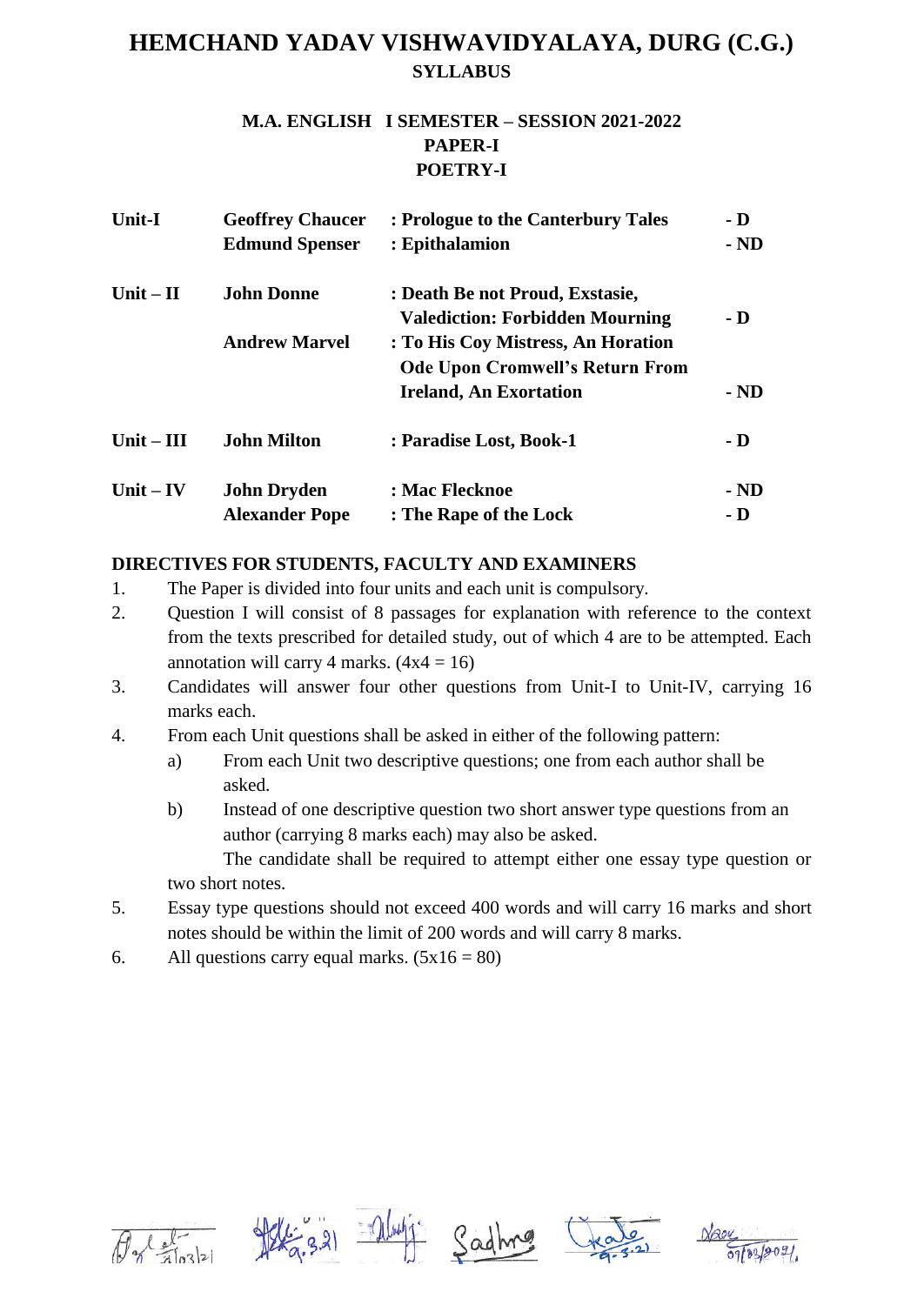# HEMCHAND YADAV VISHWAVIDYALAYA, DURG (C.G.)

## SYLLABUS

### M.A. ENGLISH I SEMESTER – SESSION 2021-2022
### PAPER-I
### POETRY-I

| | | | |
|---|---|---|---|
| **Unit-I** | **Geoffrey Chaucer** | **: Prologue to the Canterbury Tales** | **- D** |
| | **Edmund Spenser** | **: Epithalamion** | **- ND** |
| **Unit – II** | **John Donne** | **: Death Be not Proud, Exstasie, Valediction: Forbidden Mourning** | **- D** |
| | **Andrew Marvel** | **: To His Coy Mistress, An Horation Ode Upon Cromwell's Return From Ireland, An Exortation** | **- ND** |
| **Unit – III** | **John Milton** | **: Paradise Lost, Book-1** | **- D** |
| **Unit – IV** | **John Dryden** | **: Mac Flecknoe** | **- ND** |
| | **Alexander Pope** | **: The Rape of the Lock** | **- D** |

**DIRECTIVES FOR STUDENTS, FACULTY AND EXAMINERS**

1. The Paper is divided into four units and each unit is compulsory.
2. Question I will consist of 8 passages for explanation with reference to the context from the texts prescribed for detailed study, out of which 4 are to be attempted. Each annotation will carry 4 marks. (4x4 = 16)
3. Candidates will answer four other questions from Unit-I to Unit-IV, carrying 16 marks each.
4. From each Unit questions shall be asked in either of the following pattern:
   a) From each Unit two descriptive questions; one from each author shall be asked.
   b) Instead of one descriptive question two short answer type questions from an author (carrying 8 marks each) may also be asked.

   The candidate shall be required to attempt either one essay type question or two short notes.
5. Essay type questions should not exceed 400 words and will carry 16 marks and short notes should be within the limit of 200 words and will carry 8 marks.
6. All questions carry equal marks. (5x16 = 80)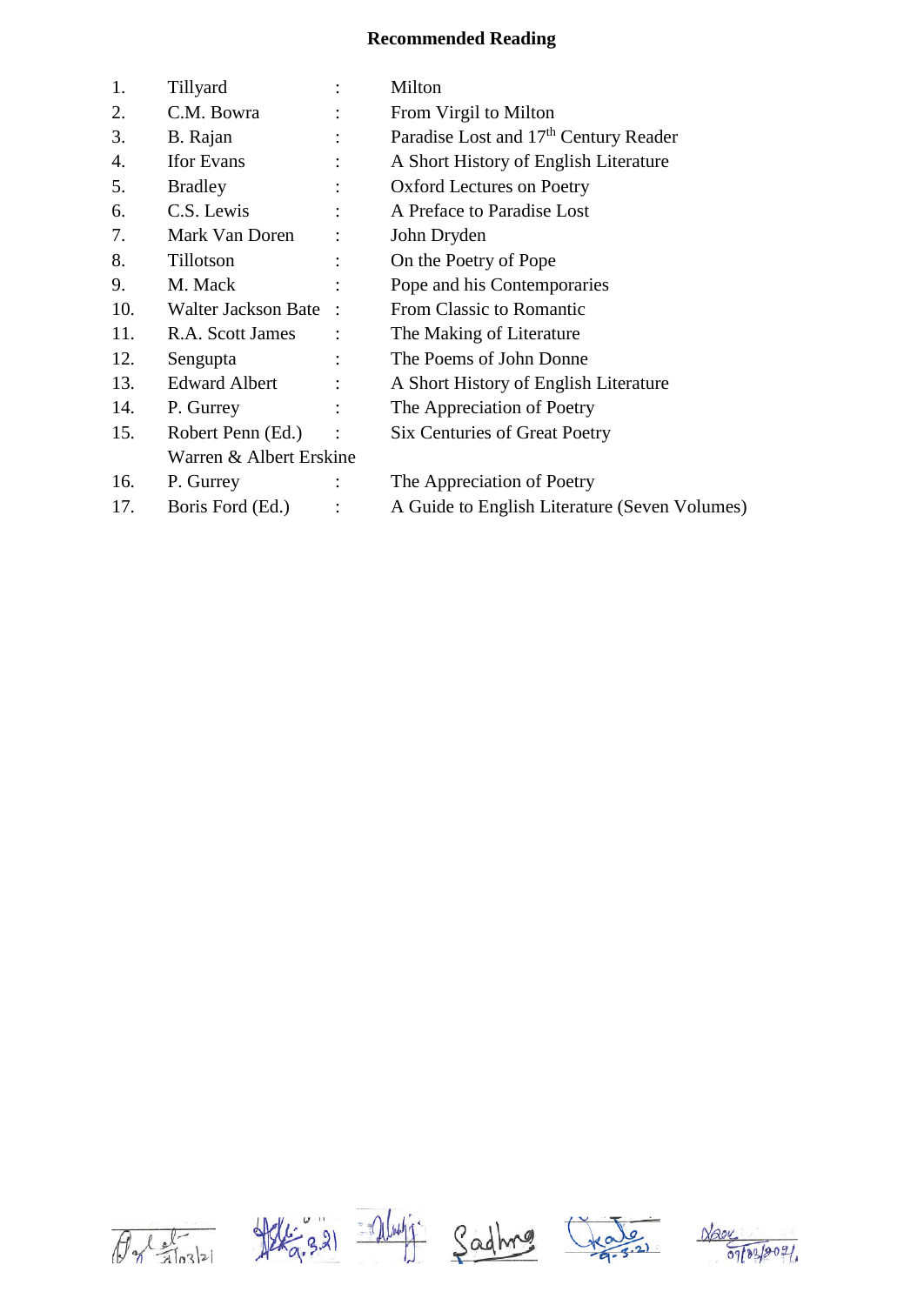**Recommended Reading**

| | | | |
|---|---|---|---|
| 1. | Tillyard | : | Milton |
| 2. | C.M. Bowra | : | From Virgil to Milton |
| 3. | B. Rajan | : | Paradise Lost and 17th Century Reader |
| 4. | Ifor Evans | : | A Short History of English Literature |
| 5. | Bradley | : | Oxford Lectures on Poetry |
| 6. | C.S. Lewis | : | A Preface to Paradise Lost |
| 7. | Mark Van Doren | : | John Dryden |
| 8. | Tillotson | : | On the Poetry of Pope |
| 9. | M. Mack | : | Pope and his Contemporaries |
| 10. | Walter Jackson Bate | : | From Classic to Romantic |
| 11. | R.A. Scott James | : | The Making of Literature |
| 12. | Sengupta | : | The Poems of John Donne |
| 13. | Edward Albert | : | A Short History of English Literature |
| 14. | P. Gurrey | : | The Appreciation of Poetry |
| 15. | Robert Penn (Ed.) Warren & Albert Erskine | : | Six Centuries of Great Poetry |
| 16. | P. Gurrey | : | The Appreciation of Poetry |
| 17. | Boris Ford (Ed.) | : | A Guide to English Literature (Seven Volumes) |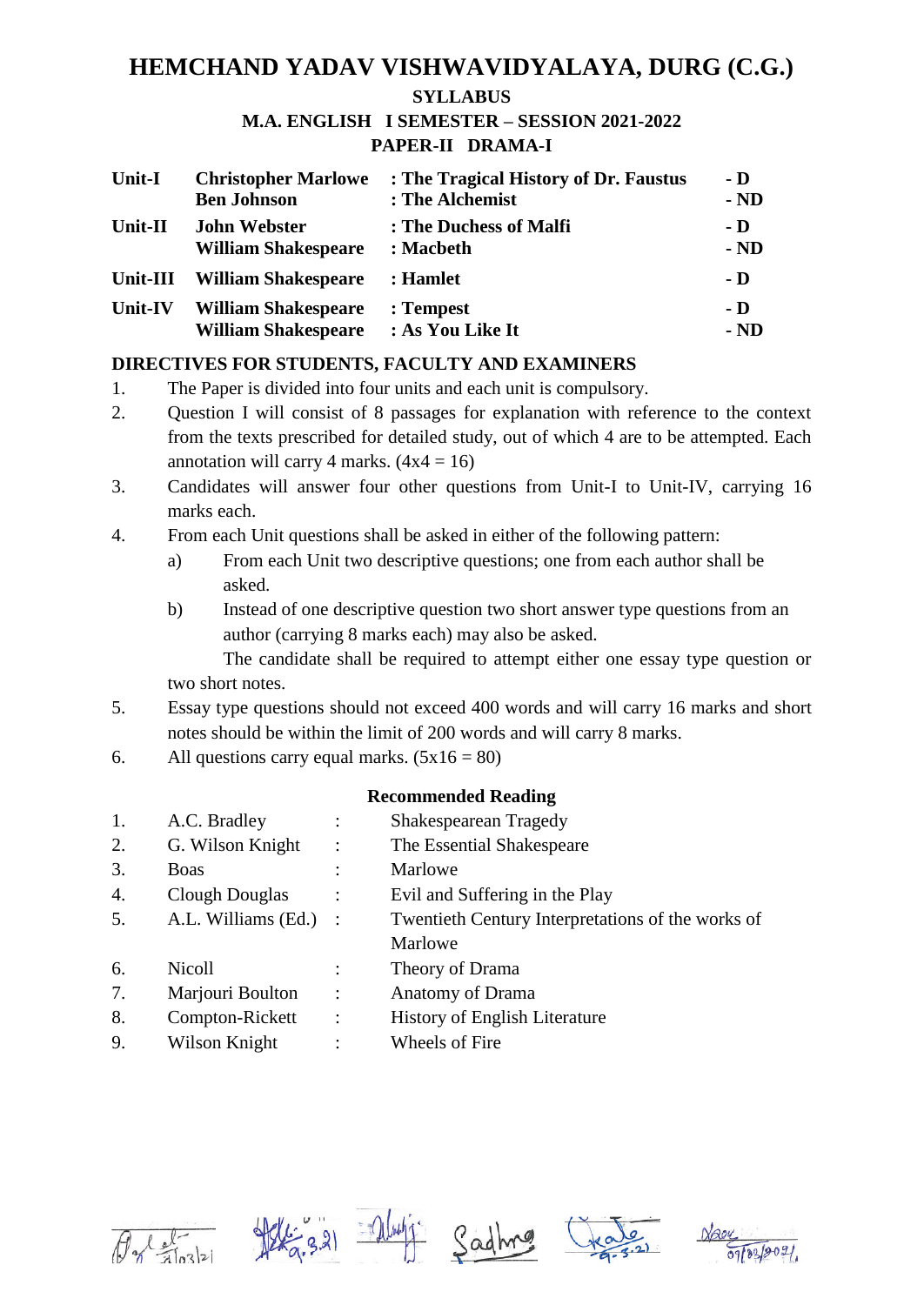# HEMCHAND YADAV VISHWAVIDYALAYA, DURG (C.G.)

## SYLLABUS

### M.A. ENGLISH I SEMESTER – SESSION 2021-2022

### PAPER-II DRAMA-I

| | | | |
|---|---|---|---|
| **Unit-I** | **Christopher Marlowe** | **: The Tragical History of Dr. Faustus** | **- D** |
| | **Ben Johnson** | **: The Alchemist** | **- ND** |
| **Unit-II** | **John Webster** | **: The Duchess of Malfi** | **- D** |
| | **William Shakespeare** | **: Macbeth** | **- ND** |
| **Unit-III** | **William Shakespeare** | **: Hamlet** | **- D** |
| **Unit-IV** | **William Shakespeare** | **: Tempest** | **- D** |
| | **William Shakespeare** | **: As You Like It** | **- ND** |

**DIRECTIVES FOR STUDENTS, FACULTY AND EXAMINERS**

1. The Paper is divided into four units and each unit is compulsory.
2. Question I will consist of 8 passages for explanation with reference to the context from the texts prescribed for detailed study, out of which 4 are to be attempted. Each annotation will carry 4 marks. (4x4 = 16)
3. Candidates will answer four other questions from Unit-I to Unit-IV, carrying 16 marks each.
4. From each Unit questions shall be asked in either of the following pattern:
   a) From each Unit two descriptive questions; one from each author shall be asked.
   b) Instead of one descriptive question two short answer type questions from an author (carrying 8 marks each) may also be asked.

   The candidate shall be required to attempt either one essay type question or two short notes.
5. Essay type questions should not exceed 400 words and will carry 16 marks and short notes should be within the limit of 200 words and will carry 8 marks.
6. All questions carry equal marks. (5x16 = 80)

**Recommended Reading**

| | | | |
|---|---|---|---|
| 1. | A.C. Bradley | : | Shakespearean Tragedy |
| 2. | G. Wilson Knight | : | The Essential Shakespeare |
| 3. | Boas | : | Marlowe |
| 4. | Clough Douglas | : | Evil and Suffering in the Play |
| 5. | A.L. Williams (Ed.) | : | Twentieth Century Interpretations of the works of Marlowe |
| 6. | Nicoll | : | Theory of Drama |
| 7. | Marjouri Boulton | : | Anatomy of Drama |
| 8. | Compton-Rickett | : | History of English Literature |
| 9. | Wilson Knight | : | Wheels of Fire |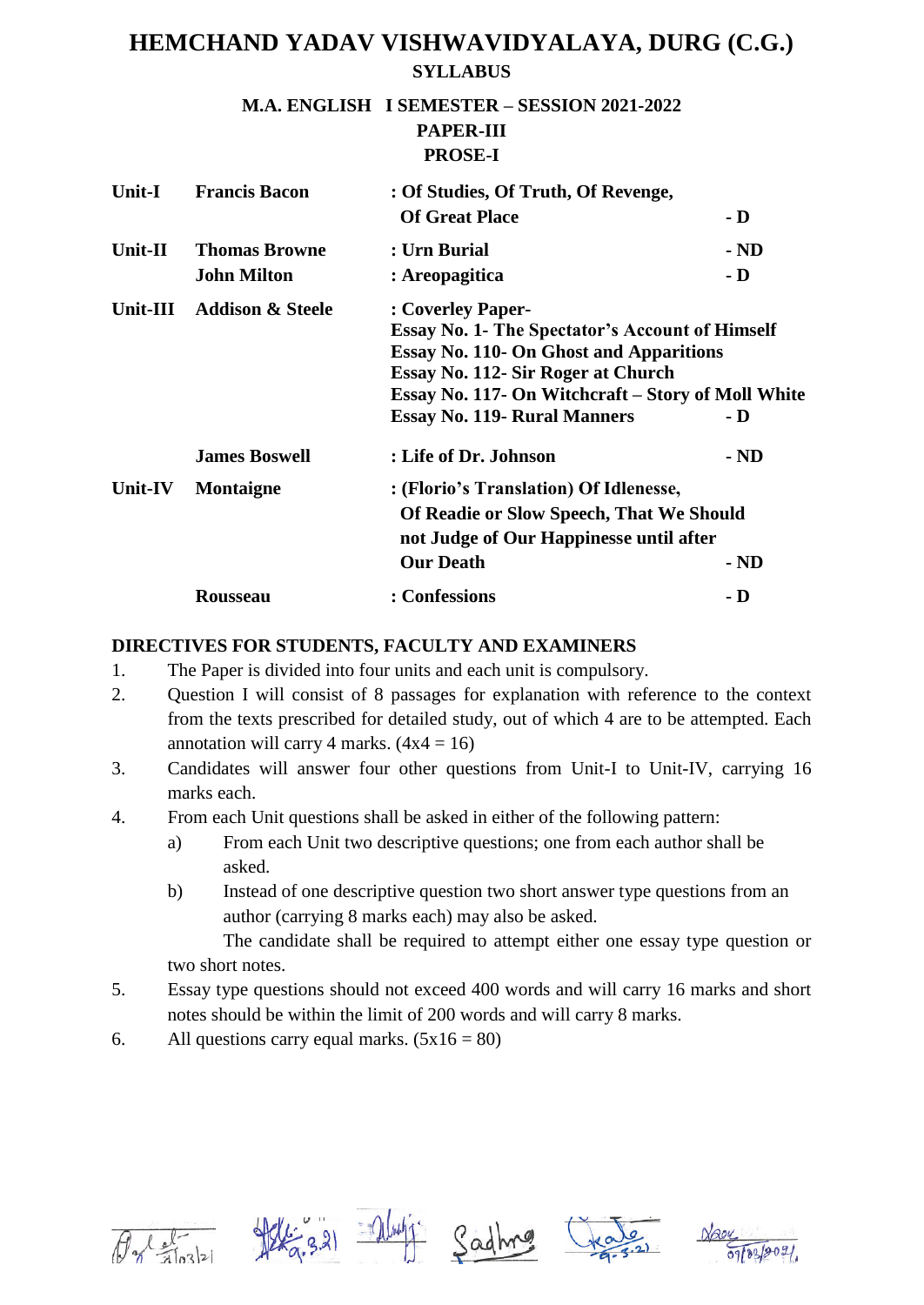# HEMCHAND YADAV VISHWAVIDYALAYA, DURG (C.G.)

## SYLLABUS

### M.A. ENGLISH I SEMESTER – SESSION 2021-2022

### PAPER-III

### PROSE-I

| Unit | Author | Text | |
|---|---|---|---|
| **Unit-I** | **Francis Bacon** | **: Of Studies, Of Truth, Of Revenge, Of Great Place** | **- D** |
| **Unit-II** | **Thomas Browne** | **: Urn Burial** | **- ND** |
| | **John Milton** | **: Areopagitica** | **- D** |
| **Unit-III** | **Addison & Steele** | **: Coverley Paper-**<br>**Essay No. 1- The Spectator's Account of Himself**<br>**Essay No. 110- On Ghost and Apparitions**<br>**Essay No. 112- Sir Roger at Church**<br>**Essay No. 117- On Witchcraft – Story of Moll White**<br>**Essay No. 119- Rural Manners** | **- D** |
| | **James Boswell** | **: Life of Dr. Johnson** | **- ND** |
| **Unit-IV** | **Montaigne** | **: (Florio's Translation) Of Idlenesse, Of Readie or Slow Speech, That We Should not Judge of Our Happinesse until after Our Death** | **- ND** |
| | **Rousseau** | **: Confessions** | **- D** |

**DIRECTIVES FOR STUDENTS, FACULTY AND EXAMINERS**

1. The Paper is divided into four units and each unit is compulsory.
2. Question I will consist of 8 passages for explanation with reference to the context from the texts prescribed for detailed study, out of which 4 are to be attempted. Each annotation will carry 4 marks. (4x4 = 16)
3. Candidates will answer four other questions from Unit-I to Unit-IV, carrying 16 marks each.
4. From each Unit questions shall be asked in either of the following pattern:
   a) From each Unit two descriptive questions; one from each author shall be asked.
   b) Instead of one descriptive question two short answer type questions from an author (carrying 8 marks each) may also be asked.

   The candidate shall be required to attempt either one essay type question or two short notes.
5. Essay type questions should not exceed 400 words and will carry 16 marks and short notes should be within the limit of 200 words and will carry 8 marks.
6. All questions carry equal marks. (5x16 = 80)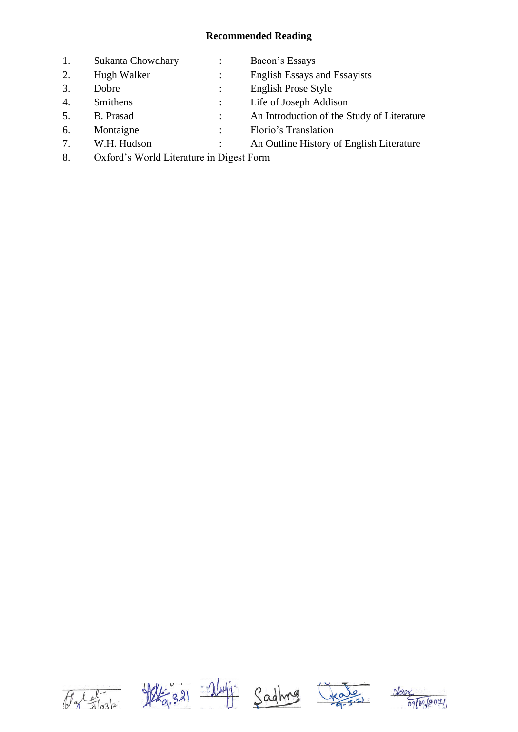## Recommended Reading

1. Sukanta Chowdhary : Bacon's Essays
2. Hugh Walker : English Essays and Essayists
3. Dobre : English Prose Style
4. Smithens : Life of Joseph Addison
5. B. Prasad : An Introduction of the Study of Literature
6. Montaigne : Florio's Translation
7. W.H. Hudson : An Outline History of English Literature
8. Oxford's World Literature in Digest Form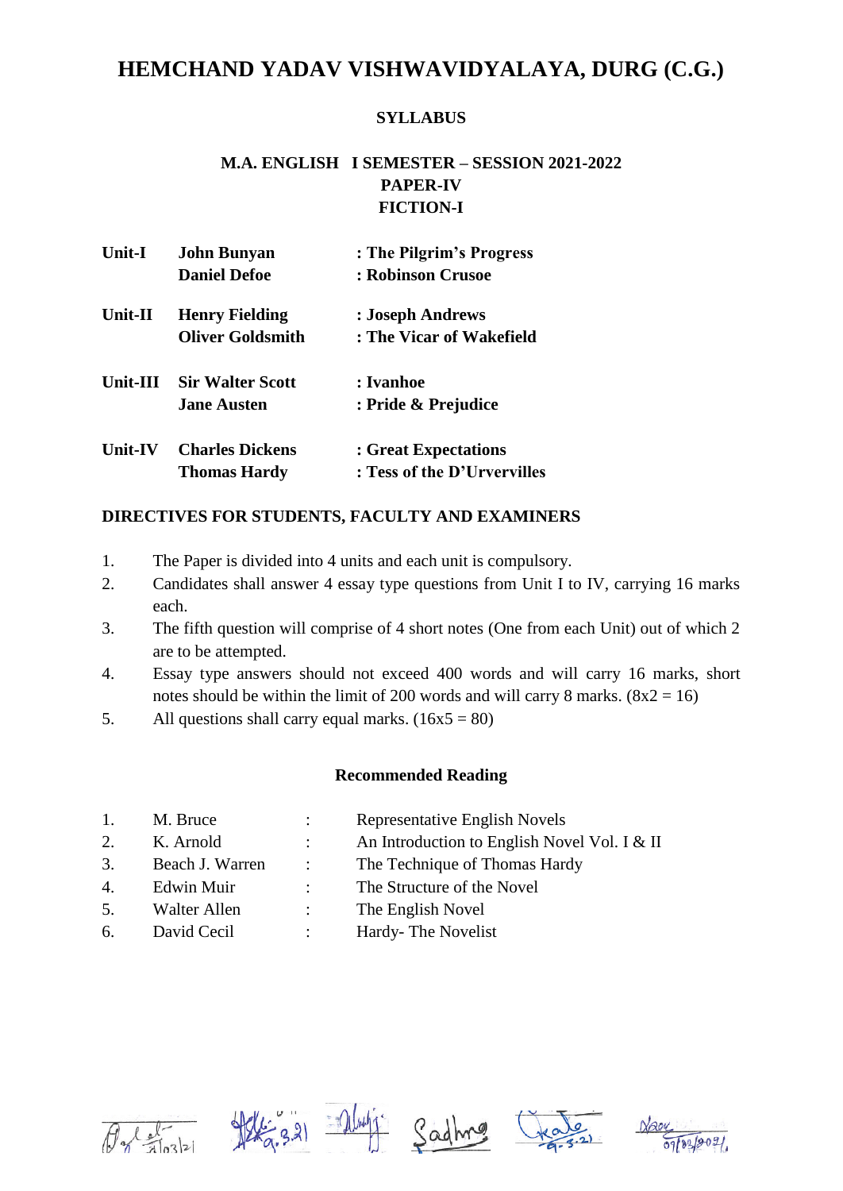# HEMCHAND YADAV VISHWAVIDYALAYA, DURG (C.G.)

**SYLLABUS**

**M.A. ENGLISH I SEMESTER – SESSION 2021-2022**
**PAPER-IV**
**FICTION-I**

| | | |
|---|---|---|
| **Unit-I** | **John Bunyan** | **: The Pilgrim's Progress** |
| | **Daniel Defoe** | **: Robinson Crusoe** |
| **Unit-II** | **Henry Fielding** | **: Joseph Andrews** |
| | **Oliver Goldsmith** | **: The Vicar of Wakefield** |
| **Unit-III** | **Sir Walter Scott** | **: Ivanhoe** |
| | **Jane Austen** | **: Pride & Prejudice** |
| **Unit-IV** | **Charles Dickens** | **: Great Expectations** |
| | **Thomas Hardy** | **: Tess of the D'Urvervilles** |

**DIRECTIVES FOR STUDENTS, FACULTY AND EXAMINERS**

1. The Paper is divided into 4 units and each unit is compulsory.
2. Candidates shall answer 4 essay type questions from Unit I to IV, carrying 16 marks each.
3. The fifth question will comprise of 4 short notes (One from each Unit) out of which 2 are to be attempted.
4. Essay type answers should not exceed 400 words and will carry 16 marks, short notes should be within the limit of 200 words and will carry 8 marks. (8x2 = 16)
5. All questions shall carry equal marks. (16x5 = 80)

**Recommended Reading**

| | | | |
|---|---|---|---|
| 1. | M. Bruce | : | Representative English Novels |
| 2. | K. Arnold | : | An Introduction to English Novel Vol. I & II |
| 3. | Beach J. Warren | : | The Technique of Thomas Hardy |
| 4. | Edwin Muir | : | The Structure of the Novel |
| 5. | Walter Allen | : | The English Novel |
| 6. | David Cecil | : | Hardy- The Novelist |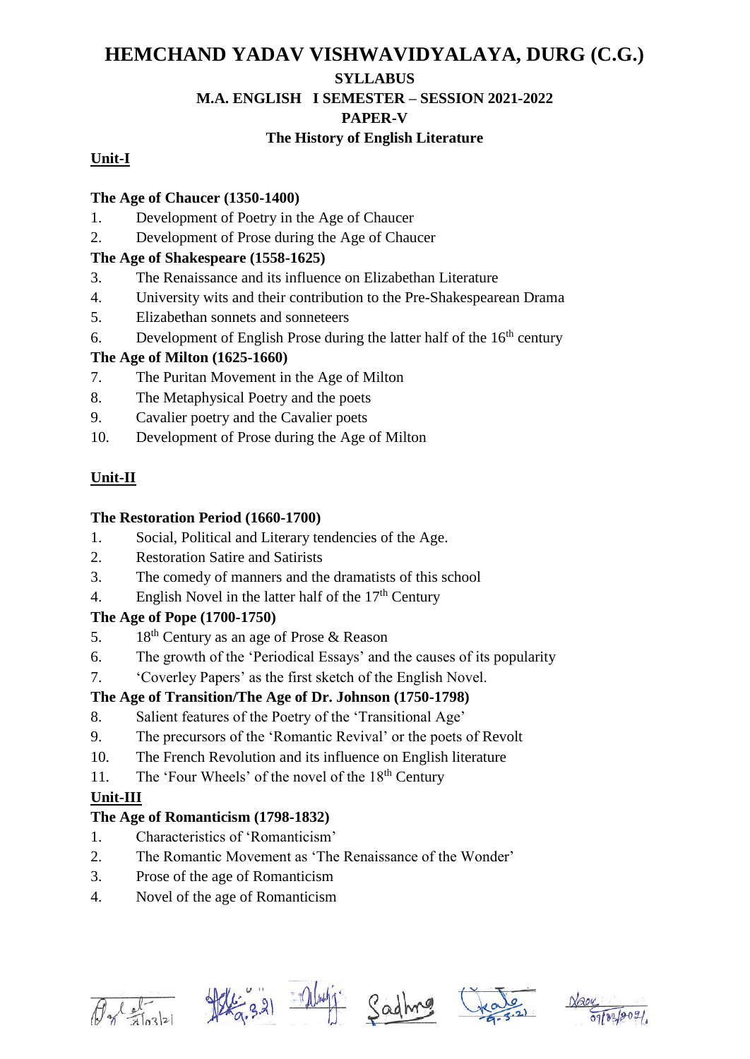# HEMCHAND YADAV VISHWAVIDYALAYA, DURG (C.G.)

## SYLLABUS

## M.A. ENGLISH I SEMESTER – SESSION 2021-2022

## PAPER-V

## The History of English Literature

**Unit-I**

**The Age of Chaucer (1350-1400)**

1. Development of Poetry in the Age of Chaucer
2. Development of Prose during the Age of Chaucer

**The Age of Shakespeare (1558-1625)**

3. The Renaissance and its influence on Elizabethan Literature
4. University wits and their contribution to the Pre-Shakespearean Drama
5. Elizabethan sonnets and sonneteers
6. Development of English Prose during the latter half of the 16th century

**The Age of Milton (1625-1660)**

7. The Puritan Movement in the Age of Milton
8. The Metaphysical Poetry and the poets
9. Cavalier poetry and the Cavalier poets
10. Development of Prose during the Age of Milton

**Unit-II**

**The Restoration Period (1660-1700)**

1. Social, Political and Literary tendencies of the Age.
2. Restoration Satire and Satirists
3. The comedy of manners and the dramatists of this school
4. English Novel in the latter half of the 17th Century

**The Age of Pope (1700-1750)**

5. 18th Century as an age of Prose & Reason
6. The growth of the 'Periodical Essays' and the causes of its popularity
7. 'Coverley Papers' as the first sketch of the English Novel.

**The Age of Transition/The Age of Dr. Johnson (1750-1798)**

8. Salient features of the Poetry of the 'Transitional Age'
9. The precursors of the 'Romantic Revival' or the poets of Revolt
10. The French Revolution and its influence on English literature
11. The 'Four Wheels' of the novel of the 18th Century

**Unit-III**

**The Age of Romanticism (1798-1832)**

1. Characteristics of 'Romanticism'
2. The Romantic Movement as 'The Renaissance of the Wonder'
3. Prose of the age of Romanticism
4. Novel of the age of Romanticism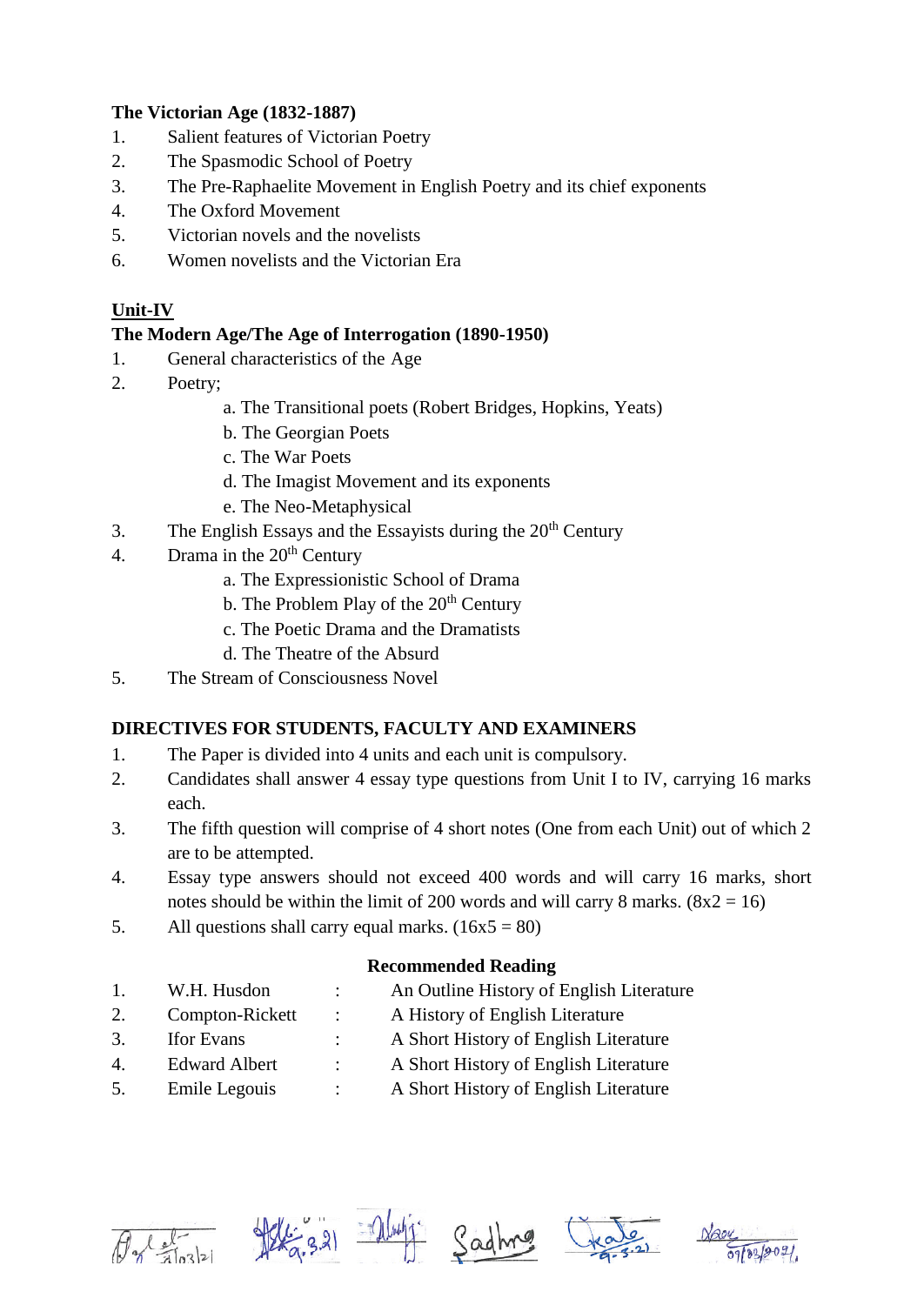**The Victorian Age (1832-1887)**

1. Salient features of Victorian Poetry
2. The Spasmodic School of Poetry
3. The Pre-Raphaelite Movement in English Poetry and its chief exponents
4. The Oxford Movement
5. Victorian novels and the novelists
6. Women novelists and the Victorian Era

**Unit-IV**

**The Modern Age/The Age of Interrogation (1890-1950)**

1. General characteristics of the Age
2. Poetry;
    a. The Transitional poets (Robert Bridges, Hopkins, Yeats)
    b. The Georgian Poets
    c. The War Poets
    d. The Imagist Movement and its exponents
    e. The Neo-Metaphysical
3. The English Essays and the Essayists during the 20th Century
4. Drama in the 20th Century
    a. The Expressionistic School of Drama
    b. The Problem Play of the 20th Century
    c. The Poetic Drama and the Dramatists
    d. The Theatre of the Absurd
5. The Stream of Consciousness Novel

**DIRECTIVES FOR STUDENTS, FACULTY AND EXAMINERS**

1. The Paper is divided into 4 units and each unit is compulsory.
2. Candidates shall answer 4 essay type questions from Unit I to IV, carrying 16 marks each.
3. The fifth question will comprise of 4 short notes (One from each Unit) out of which 2 are to be attempted.
4. Essay type answers should not exceed 400 words and will carry 16 marks, short notes should be within the limit of 200 words and will carry 8 marks. (8x2 = 16)
5. All questions shall carry equal marks. (16x5 = 80)

**Recommended Reading**

| | | | |
|---|---|---|---|
| 1. | W.H. Husdon | : | An Outline History of English Literature |
| 2. | Compton-Rickett | : | A History of English Literature |
| 3. | Ifor Evans | : | A Short History of English Literature |
| 4. | Edward Albert | : | A Short History of English Literature |
| 5. | Emile Legouis | : | A Short History of English Literature |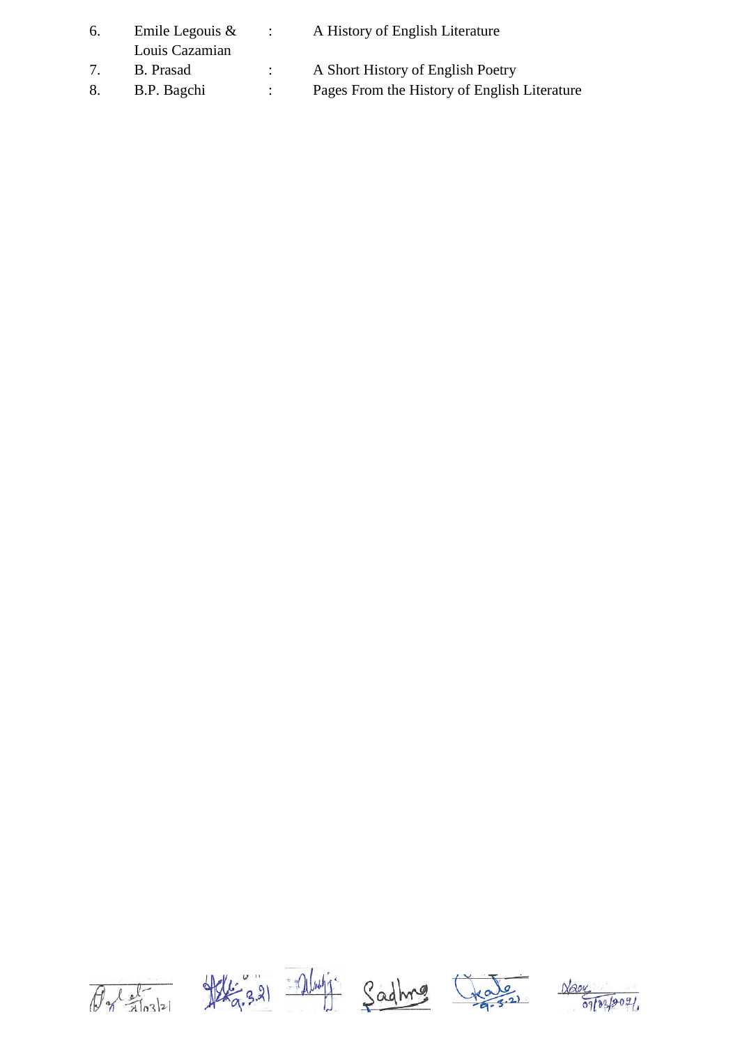6. Emile Legouis & Louis Cazamian : A History of English Literature
7. B. Prasad : A Short History of English Poetry
8. B.P. Bagchi : Pages From the History of English Literature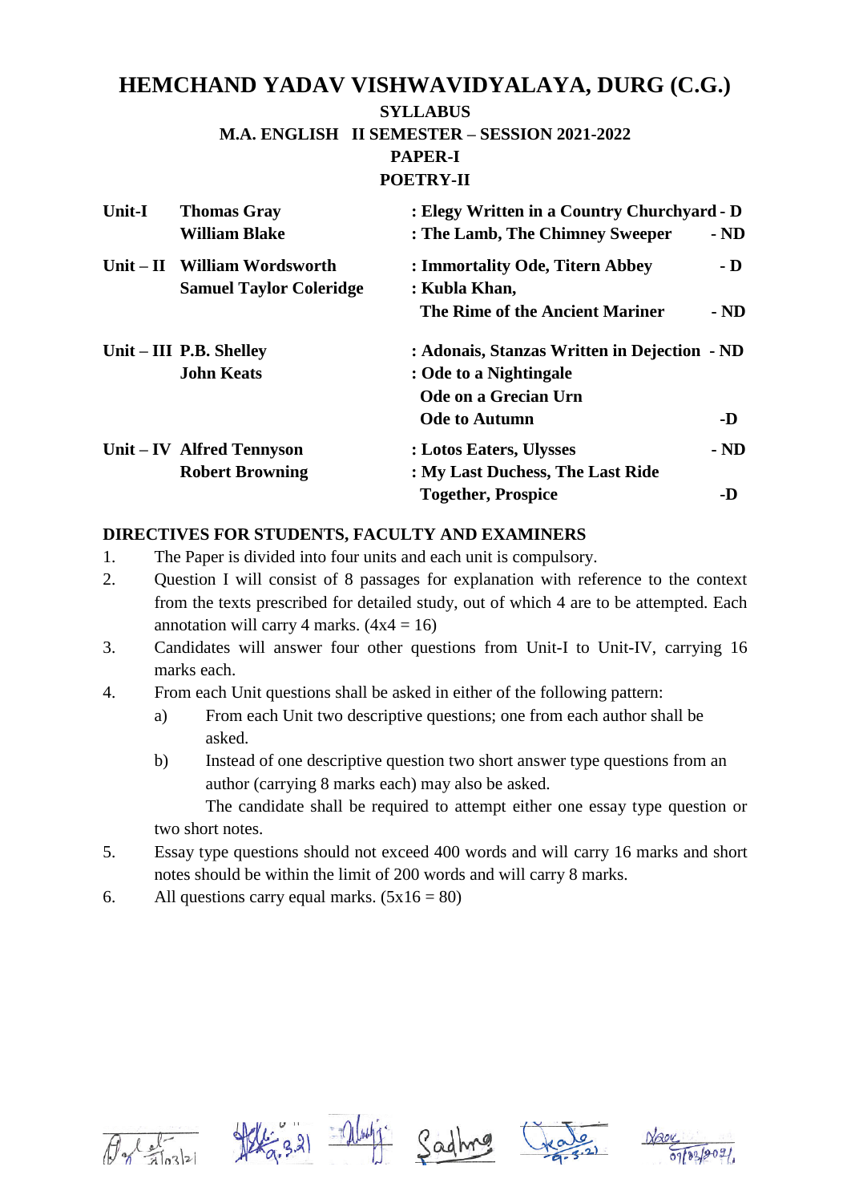# HEMCHAND YADAV VISHWAVIDYALAYA, DURG (C.G.)

**SYLLABUS**

**M.A. ENGLISH II SEMESTER – SESSION 2021-2022**

**PAPER-I**

**POETRY-II**

| | | | |
|---|---|---|---|
| **Unit-I** | **Thomas Gray** | **: Elegy Written in a Country Churchyard** | **- D** |
| | **William Blake** | **: The Lamb, The Chimney Sweeper** | **- ND** |
| **Unit – II** | **William Wordsworth** | **: Immortality Ode, Titern Abbey** | **- D** |
| | **Samuel Taylor Coleridge** | **: Kubla Khan, The Rime of the Ancient Mariner** | **- ND** |
| **Unit – III** | **P.B. Shelley** | **: Adonais, Stanzas Written in Dejection** | **- ND** |
| | **John Keats** | **: Ode to a Nightingale, Ode on a Grecian Urn, Ode to Autumn** | **-D** |
| **Unit – IV** | **Alfred Tennyson** | **: Lotos Eaters, Ulysses** | **- ND** |
| | **Robert Browning** | **: My Last Duchess, The Last Ride Together, Prospice** | **-D** |

**DIRECTIVES FOR STUDENTS, FACULTY AND EXAMINERS**

1. The Paper is divided into four units and each unit is compulsory.
2. Question I will consist of 8 passages for explanation with reference to the context from the texts prescribed for detailed study, out of which 4 are to be attempted. Each annotation will carry 4 marks. (4x4 = 16)
3. Candidates will answer four other questions from Unit-I to Unit-IV, carrying 16 marks each.
4. From each Unit questions shall be asked in either of the following pattern:
   a) From each Unit two descriptive questions; one from each author shall be asked.
   b) Instead of one descriptive question two short answer type questions from an author (carrying 8 marks each) may also be asked.
      The candidate shall be required to attempt either one essay type question or two short notes.
5. Essay type questions should not exceed 400 words and will carry 16 marks and short notes should be within the limit of 200 words and will carry 8 marks.
6. All questions carry equal marks. (5x16 = 80)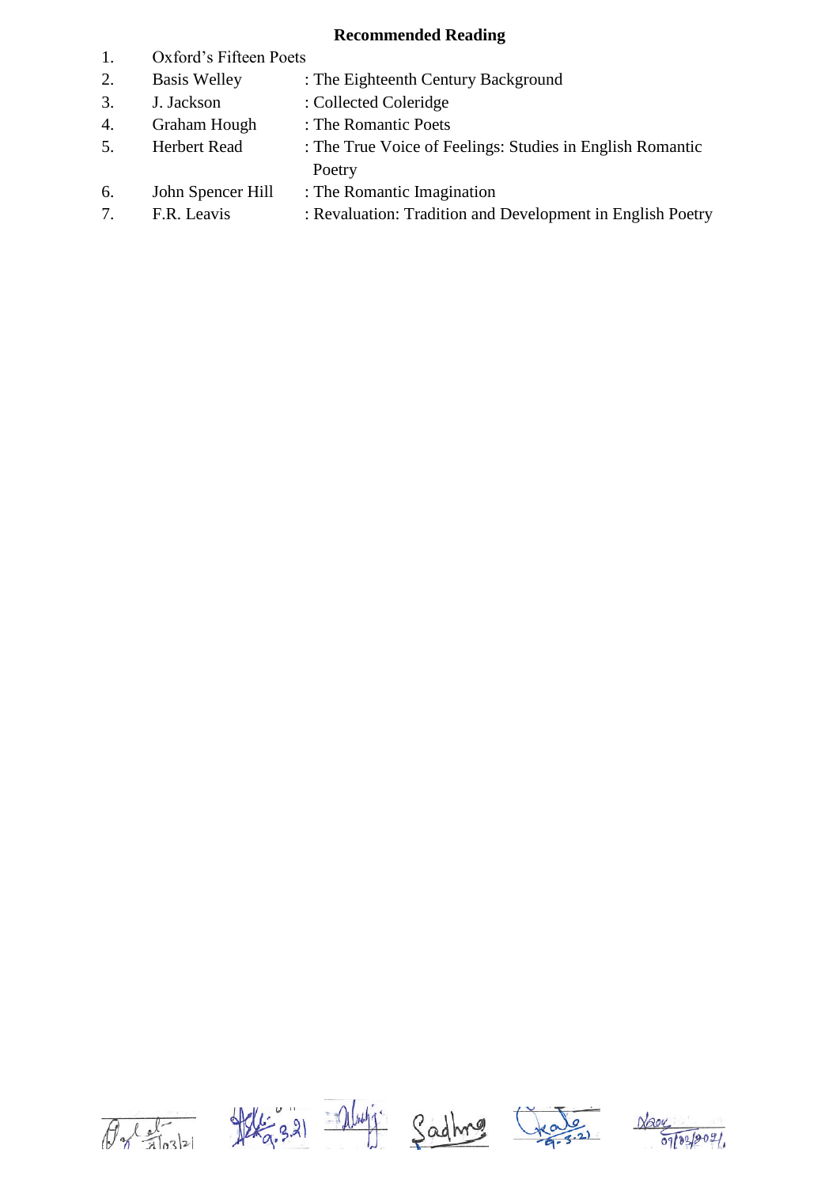**Recommended Reading**

1. Oxford's Fifteen Poets
2. Basis Welley : The Eighteenth Century Background
3. J. Jackson : Collected Coleridge
4. Graham Hough : The Romantic Poets
5. Herbert Read : The True Voice of Feelings: Studies in English Romantic Poetry
6. John Spencer Hill : The Romantic Imagination
7. F.R. Leavis : Revaluation: Tradition and Development in English Poetry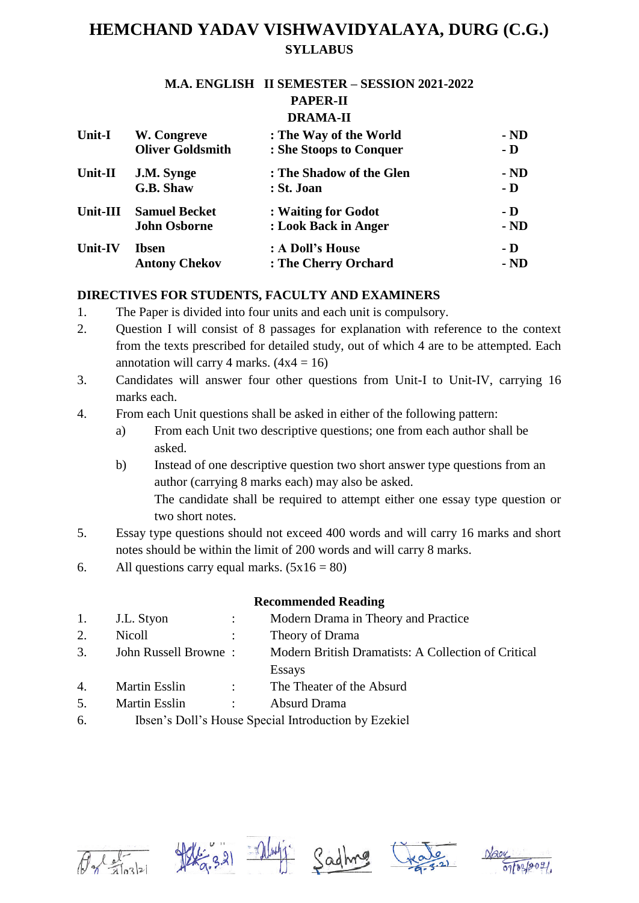# HEMCHAND YADAV VISHWAVIDYALAYA, DURG (C.G.)

## SYLLABUS

### M.A. ENGLISH II SEMESTER – SESSION 2021-2022

### PAPER-II

### DRAMA-II

| | | | |
|---|---|---|---|
| **Unit-I** | **W. Congreve** | **: The Way of the World** | **- ND** |
| | **Oliver Goldsmith** | **: She Stoops to Conquer** | **- D** |
| **Unit-II** | **J.M. Synge** | **: The Shadow of the Glen** | **- ND** |
| | **G.B. Shaw** | **: St. Joan** | **- D** |
| **Unit-III** | **Samuel Becket** | **: Waiting for Godot** | **- D** |
| | **John Osborne** | **: Look Back in Anger** | **- ND** |
| **Unit-IV** | **Ibsen** | **: A Doll's House** | **- D** |
| | **Antony Chekov** | **: The Cherry Orchard** | **- ND** |

**DIRECTIVES FOR STUDENTS, FACULTY AND EXAMINERS**

1. The Paper is divided into four units and each unit is compulsory.
2. Question I will consist of 8 passages for explanation with reference to the context from the texts prescribed for detailed study, out of which 4 are to be attempted. Each annotation will carry 4 marks. (4x4 = 16)
3. Candidates will answer four other questions from Unit-I to Unit-IV, carrying 16 marks each.
4. From each Unit questions shall be asked in either of the following pattern:
   a) From each Unit two descriptive questions; one from each author shall be asked.
   b) Instead of one descriptive question two short answer type questions from an author (carrying 8 marks each) may also be asked.
      The candidate shall be required to attempt either one essay type question or two short notes.
5. Essay type questions should not exceed 400 words and will carry 16 marks and short notes should be within the limit of 200 words and will carry 8 marks.
6. All questions carry equal marks. (5x16 = 80)

**Recommended Reading**

1. J.L. Styon : Modern Drama in Theory and Practice
2. Nicoll : Theory of Drama
3. John Russell Browne : Modern British Dramatists: A Collection of Critical Essays
4. Martin Esslin : The Theater of the Absurd
5. Martin Esslin : Absurd Drama
6. Ibsen's Doll's House Special Introduction by Ezekiel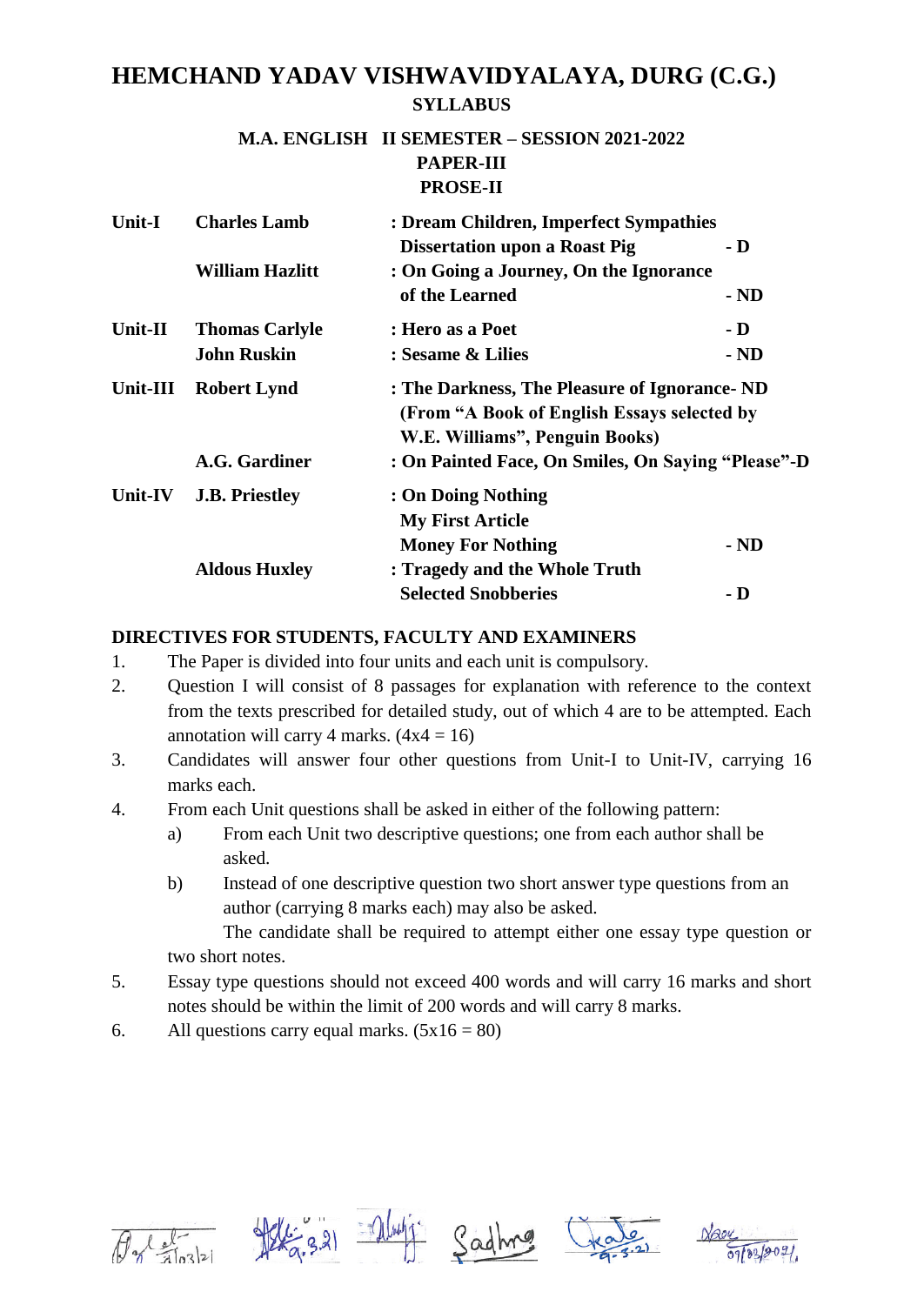# HEMCHAND YADAV VISHWAVIDYALAYA, DURG (C.G.)

**SYLLABUS**

**M.A. ENGLISH II SEMESTER – SESSION 2021-2022**

**PAPER-III**

**PROSE-II**

| | | | |
|---|---|---|---|
| **Unit-I** | **Charles Lamb** | **: Dream Children, Imperfect Sympathies Dissertation upon a Roast Pig** | **- D** |
| | **William Hazlitt** | **: On Going a Journey, On the Ignorance of the Learned** | **- ND** |
| **Unit-II** | **Thomas Carlyle** | **: Hero as a Poet** | **- D** |
| | **John Ruskin** | **: Sesame & Lilies** | **- ND** |
| **Unit-III** | **Robert Lynd** | **: The Darkness, The Pleasure of Ignorance- ND (From "A Book of English Essays selected by W.E. Williams", Penguin Books)** | |
| | **A.G. Gardiner** | **: On Painted Face, On Smiles, On Saying "Please"-D** | |
| **Unit-IV** | **J.B. Priestley** | **: On Doing Nothing My First Article Money For Nothing** | **- ND** |
| | **Aldous Huxley** | **: Tragedy and the Whole Truth Selected Snobberies** | **- D** |

## DIRECTIVES FOR STUDENTS, FACULTY AND EXAMINERS

1. The Paper is divided into four units and each unit is compulsory.
2. Question I will consist of 8 passages for explanation with reference to the context from the texts prescribed for detailed study, out of which 4 are to be attempted. Each annotation will carry 4 marks. (4x4 = 16)
3. Candidates will answer four other questions from Unit-I to Unit-IV, carrying 16 marks each.
4. From each Unit questions shall be asked in either of the following pattern:
   a) From each Unit two descriptive questions; one from each author shall be asked.
   b) Instead of one descriptive question two short answer type questions from an author (carrying 8 marks each) may also be asked.

   The candidate shall be required to attempt either one essay type question or two short notes.
5. Essay type questions should not exceed 400 words and will carry 16 marks and short notes should be within the limit of 200 words and will carry 8 marks.
6. All questions carry equal marks. (5x16 = 80)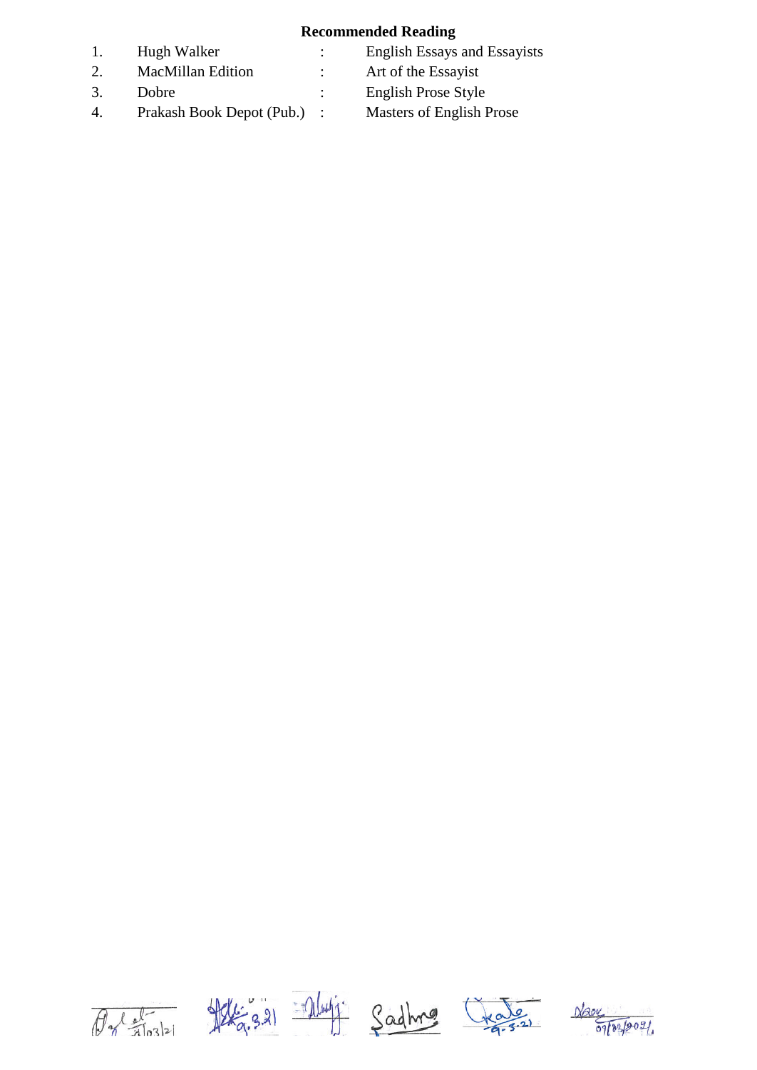**Recommended Reading**

| | | | |
|---|---|---|---|
| 1. | Hugh Walker | : | English Essays and Essayists |
| 2. | MacMillan Edition | : | Art of the Essayist |
| 3. | Dobre | : | English Prose Style |
| 4. | Prakash Book Depot (Pub.) | : | Masters of English Prose |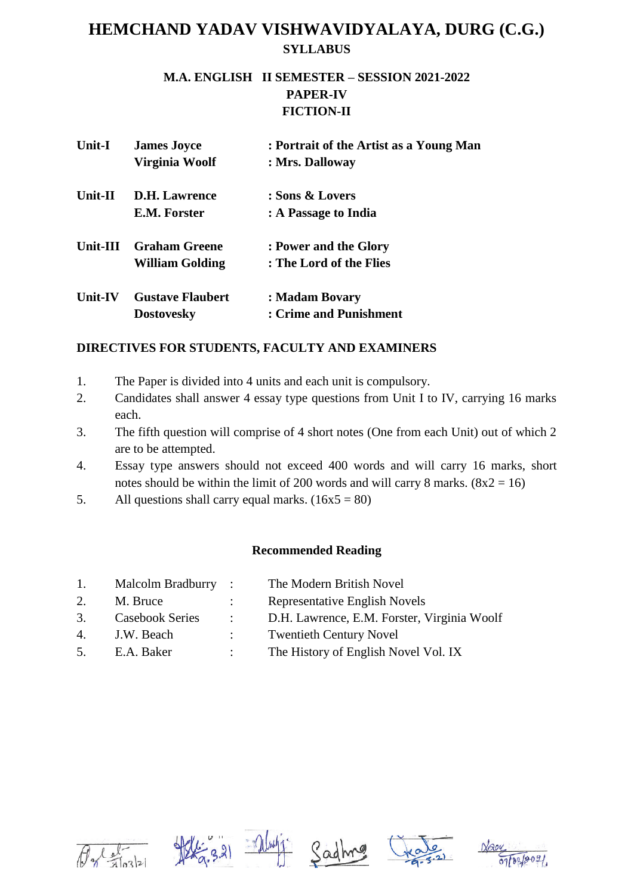# HEMCHAND YADAV VISHWAVIDYALAYA, DURG (C.G.)

## SYLLABUS

### M.A. ENGLISH II SEMESTER – SESSION 2021-2022
### PAPER-IV
### FICTION-II

| | | |
|---|---|---|
| **Unit-I** | **James Joyce** | **: Portrait of the Artist as a Young Man** |
| | **Virginia Woolf** | **: Mrs. Dalloway** |
| **Unit-II** | **D.H. Lawrence** | **: Sons & Lovers** |
| | **E.M. Forster** | **: A Passage to India** |
| **Unit-III** | **Graham Greene** | **: Power and the Glory** |
| | **William Golding** | **: The Lord of the Flies** |
| **Unit-IV** | **Gustave Flaubert** | **: Madam Bovary** |
| | **Dostovesky** | **: Crime and Punishment** |

**DIRECTIVES FOR STUDENTS, FACULTY AND EXAMINERS**

1. The Paper is divided into 4 units and each unit is compulsory.
2. Candidates shall answer 4 essay type questions from Unit I to IV, carrying 16 marks each.
3. The fifth question will comprise of 4 short notes (One from each Unit) out of which 2 are to be attempted.
4. Essay type answers should not exceed 400 words and will carry 16 marks, short notes should be within the limit of 200 words and will carry 8 marks. (8x2 = 16)
5. All questions shall carry equal marks. (16x5 = 80)

**Recommended Reading**

1. Malcolm Bradburry : The Modern British Novel
2. M. Bruce : Representative English Novels
3. Casebook Series : D.H. Lawrence, E.M. Forster, Virginia Woolf
4. J.W. Beach : Twentieth Century Novel
5. E.A. Baker : The History of English Novel Vol. IX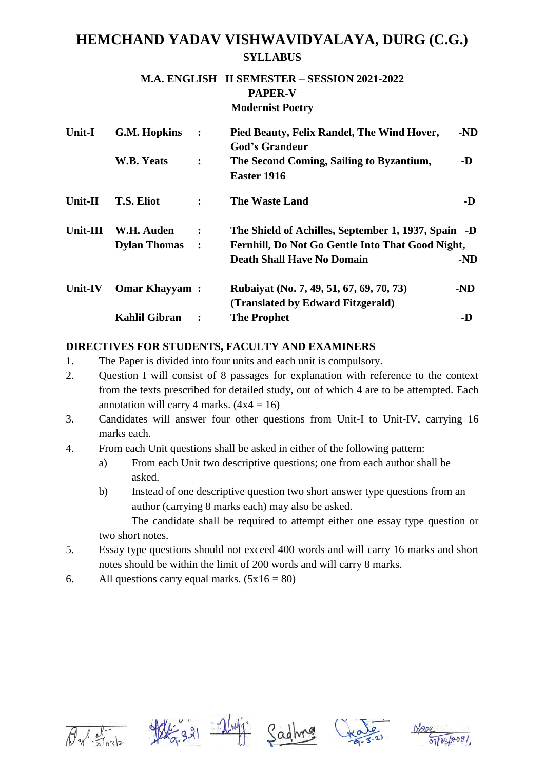# HEMCHAND YADAV VISHWAVIDYALAYA, DURG (C.G.)

## SYLLABUS

### M.A. ENGLISH II SEMESTER – SESSION 2021-2022

### PAPER-V

### Modernist Poetry

| | | | | |
|---|---|---|---|---|
| **Unit-I** | **G.M. Hopkins** | **:** | **Pied Beauty, Felix Randel, The Wind Hover, God's Grandeur** | **-ND** |
| | **W.B. Yeats** | **:** | **The Second Coming, Sailing to Byzantium, Easter 1916** | **-D** |
| **Unit-II** | **T.S. Eliot** | **:** | **The Waste Land** | **-D** |
| **Unit-III** | **W.H. Auden** | **:** | **The Shield of Achilles, September 1, 1937, Spain** | **-D** |
| | **Dylan Thomas** | **:** | **Fernhill, Do Not Go Gentle Into That Good Night, Death Shall Have No Domain** | **-ND** |
| **Unit-IV** | **Omar Khayyam** | **:** | **Rubaiyat (No. 7, 49, 51, 67, 69, 70, 73) (Translated by Edward Fitzgerald)** | **-ND** |
| | **Kahlil Gibran** | **:** | **The Prophet** | **-D** |

**DIRECTIVES FOR STUDENTS, FACULTY AND EXAMINERS**

1. The Paper is divided into four units and each unit is compulsory.
2. Question I will consist of 8 passages for explanation with reference to the context from the texts prescribed for detailed study, out of which 4 are to be attempted. Each annotation will carry 4 marks. (4x4 = 16)
3. Candidates will answer four other questions from Unit-I to Unit-IV, carrying 16 marks each.
4. From each Unit questions shall be asked in either of the following pattern:
   a) From each Unit two descriptive questions; one from each author shall be asked.
   b) Instead of one descriptive question two short answer type questions from an author (carrying 8 marks each) may also be asked.
   
   The candidate shall be required to attempt either one essay type question or two short notes.
5. Essay type questions should not exceed 400 words and will carry 16 marks and short notes should be within the limit of 200 words and will carry 8 marks.
6. All questions carry equal marks. (5x16 = 80)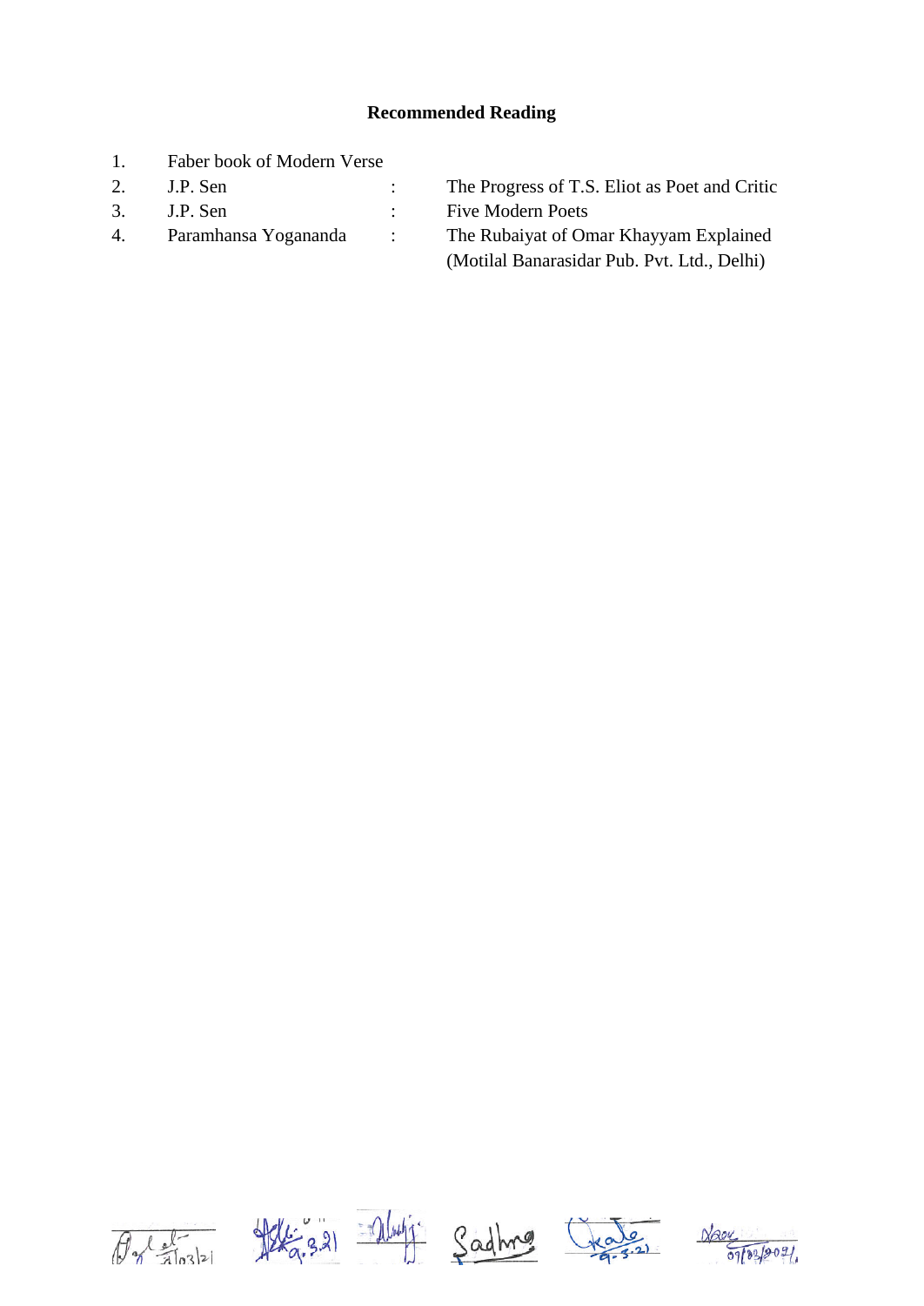## Recommended Reading

1. Faber book of Modern Verse
2. J.P. Sen : The Progress of T.S. Eliot as Poet and Critic
3. J.P. Sen : Five Modern Poets
4. Paramhansa Yogananda : The Rubaiyat of Omar Khayyam Explained (Motilal Banarasidar Pub. Pvt. Ltd., Delhi)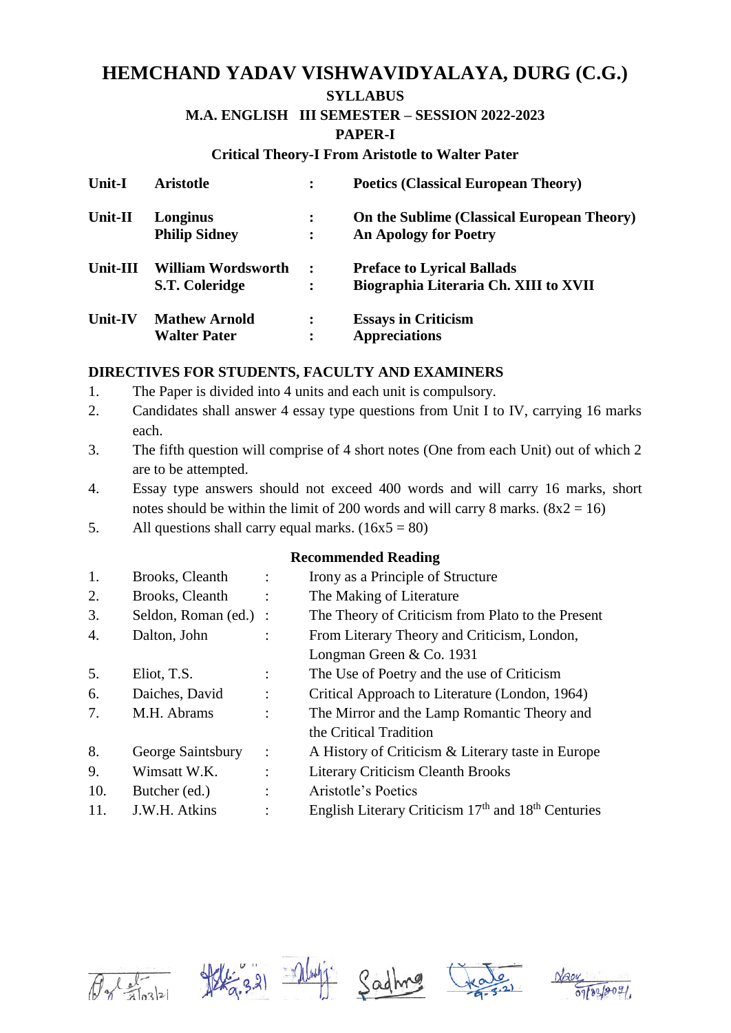# HEMCHAND YADAV VISHWAVIDYALAYA, DURG (C.G.)

## SYLLABUS

### M.A. ENGLISH III SEMESTER – SESSION 2022-2023

### PAPER-I

### Critical Theory-I From Aristotle to Walter Pater

| | | | |
|---|---|---|---|
| **Unit-I** | **Aristotle** | **:** | **Poetics (Classical European Theory)** |
| **Unit-II** | **Longinus** | **:** | **On the Sublime (Classical European Theory)** |
| | **Philip Sidney** | **:** | **An Apology for Poetry** |
| **Unit-III** | **William Wordsworth** | **:** | **Preface to Lyrical Ballads** |
| | **S.T. Coleridge** | **:** | **Biographia Literaria Ch. XIII to XVII** |
| **Unit-IV** | **Mathew Arnold** | **:** | **Essays in Criticism** |
| | **Walter Pater** | **:** | **Appreciations** |

**DIRECTIVES FOR STUDENTS, FACULTY AND EXAMINERS**

1. The Paper is divided into 4 units and each unit is compulsory.
2. Candidates shall answer 4 essay type questions from Unit I to IV, carrying 16 marks each.
3. The fifth question will comprise of 4 short notes (One from each Unit) out of which 2 are to be attempted.
4. Essay type answers should not exceed 400 words and will carry 16 marks, short notes should be within the limit of 200 words and will carry 8 marks. (8x2 = 16)
5. All questions shall carry equal marks. (16x5 = 80)

**Recommended Reading**

| | | | |
|---|---|---|---|
| 1. | Brooks, Cleanth | : | Irony as a Principle of Structure |
| 2. | Brooks, Cleanth | : | The Making of Literature |
| 3. | Seldon, Roman (ed.) | : | The Theory of Criticism from Plato to the Present |
| 4. | Dalton, John | : | From Literary Theory and Criticism, London, Longman Green & Co. 1931 |
| 5. | Eliot, T.S. | : | The Use of Poetry and the use of Criticism |
| 6. | Daiches, David | : | Critical Approach to Literature (London, 1964) |
| 7. | M.H. Abrams | : | The Mirror and the Lamp Romantic Theory and the Critical Tradition |
| 8. | George Saintsbury | : | A History of Criticism & Literary taste in Europe |
| 9. | Wimsatt W.K. | : | Literary Criticism Cleanth Brooks |
| 10. | Butcher (ed.) | : | Aristotle's Poetics |
| 11. | J.W.H. Atkins | : | English Literary Criticism 17th and 18th Centuries |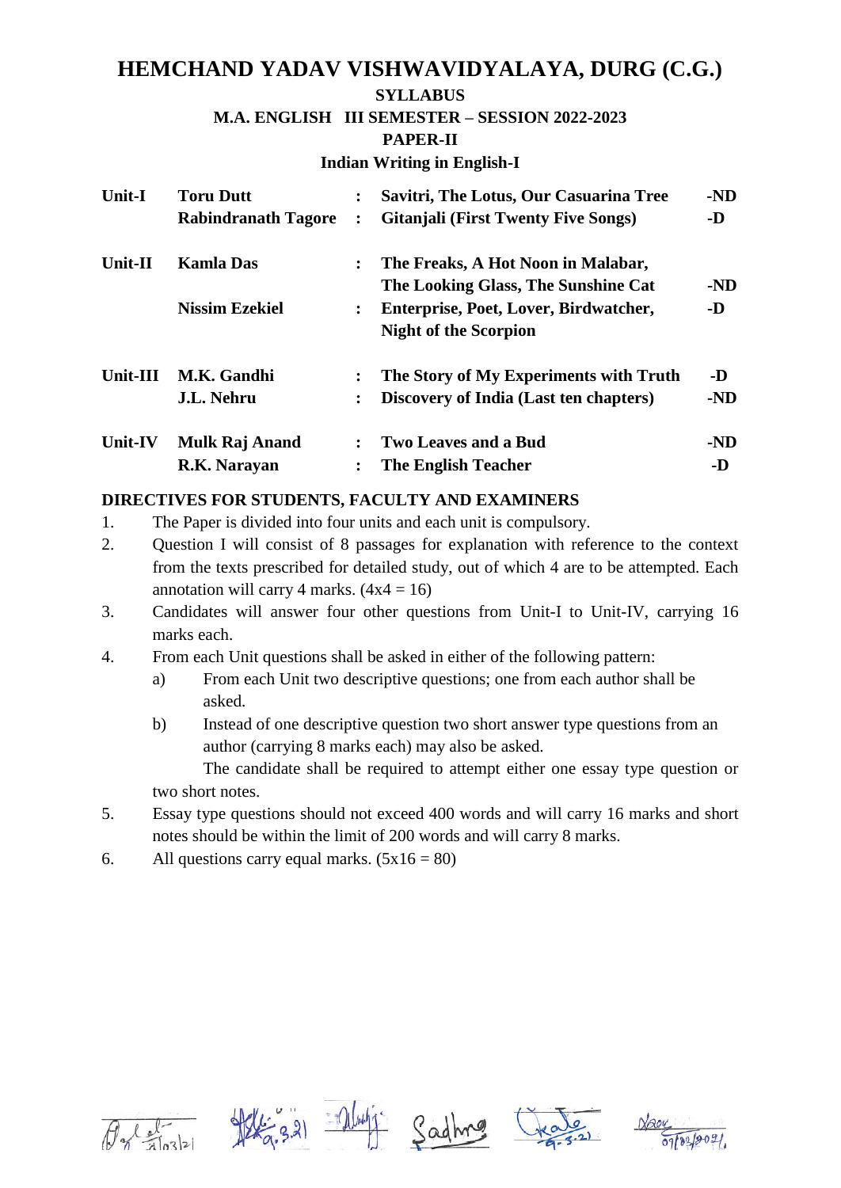# HEMCHAND YADAV VISHWAVIDYALAYA, DURG (C.G.)

**SYLLABUS**

**M.A. ENGLISH III SEMESTER – SESSION 2022-2023**

**PAPER-II**

**Indian Writing in English-I**

| | | | | |
|---|---|---|---|---|
| **Unit-I** | **Toru Dutt** | **:** | **Savitri, The Lotus, Our Casuarina Tree** | **-ND** |
| | **Rabindranath Tagore** | **:** | **Gitanjali (First Twenty Five Songs)** | **-D** |
| **Unit-II** | **Kamla Das** | **:** | **The Freaks, A Hot Noon in Malabar, The Looking Glass, The Sunshine Cat** | **-ND** |
| | **Nissim Ezekiel** | **:** | **Enterprise, Poet, Lover, Birdwatcher, Night of the Scorpion** | **-D** |
| **Unit-III** | **M.K. Gandhi** | **:** | **The Story of My Experiments with Truth** | **-D** |
| | **J.L. Nehru** | **:** | **Discovery of India (Last ten chapters)** | **-ND** |
| **Unit-IV** | **Mulk Raj Anand** | **:** | **Two Leaves and a Bud** | **-ND** |
| | **R.K. Narayan** | **:** | **The English Teacher** | **-D** |

**DIRECTIVES FOR STUDENTS, FACULTY AND EXAMINERS**

1. The Paper is divided into four units and each unit is compulsory.
2. Question I will consist of 8 passages for explanation with reference to the context from the texts prescribed for detailed study, out of which 4 are to be attempted. Each annotation will carry 4 marks. (4x4 = 16)
3. Candidates will answer four other questions from Unit-I to Unit-IV, carrying 16 marks each.
4. From each Unit questions shall be asked in either of the following pattern:
   a) From each Unit two descriptive questions; one from each author shall be asked.
   b) Instead of one descriptive question two short answer type questions from an author (carrying 8 marks each) may also be asked.

   The candidate shall be required to attempt either one essay type question or two short notes.
5. Essay type questions should not exceed 400 words and will carry 16 marks and short notes should be within the limit of 200 words and will carry 8 marks.
6. All questions carry equal marks. (5x16 = 80)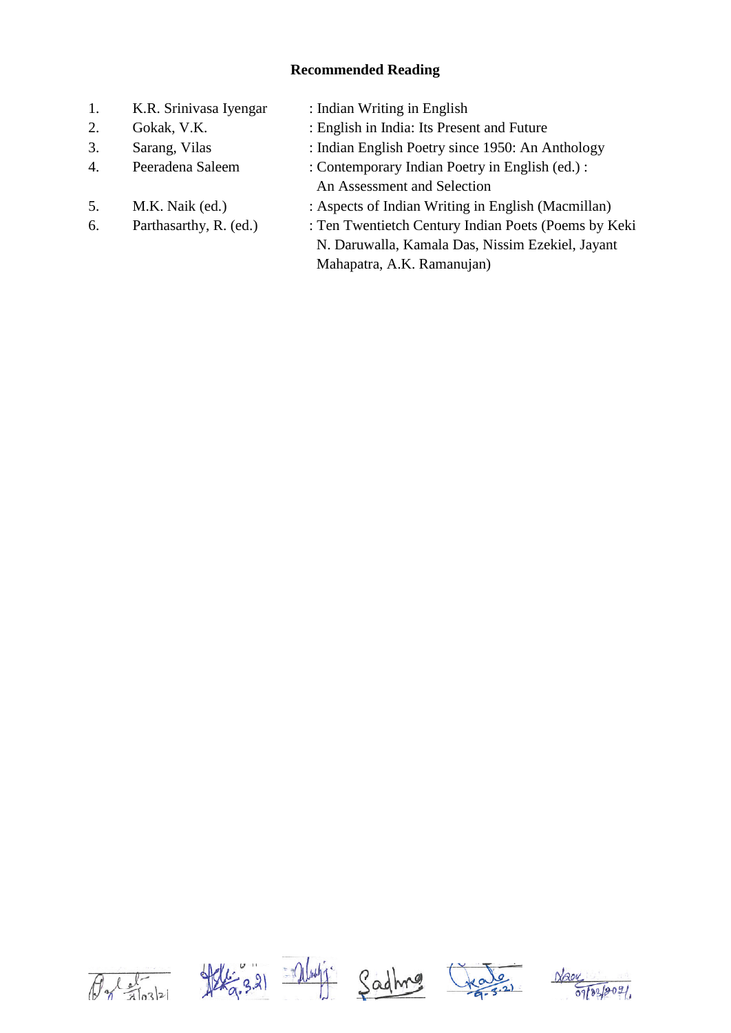**Recommended Reading**

1. K.R. Srinivasa Iyengar : Indian Writing in English
2. Gokak, V.K. : English in India: Its Present and Future
3. Sarang, Vilas : Indian English Poetry since 1950: An Anthology
4. Peeradena Saleem : Contemporary Indian Poetry in English (ed.) : An Assessment and Selection
5. M.K. Naik (ed.) : Aspects of Indian Writing in English (Macmillan)
6. Parthasarthy, R. (ed.) : Ten Twentietch Century Indian Poets (Poems by Keki N. Daruwalla, Kamala Das, Nissim Ezekiel, Jayant Mahapatra, A.K. Ramanujan)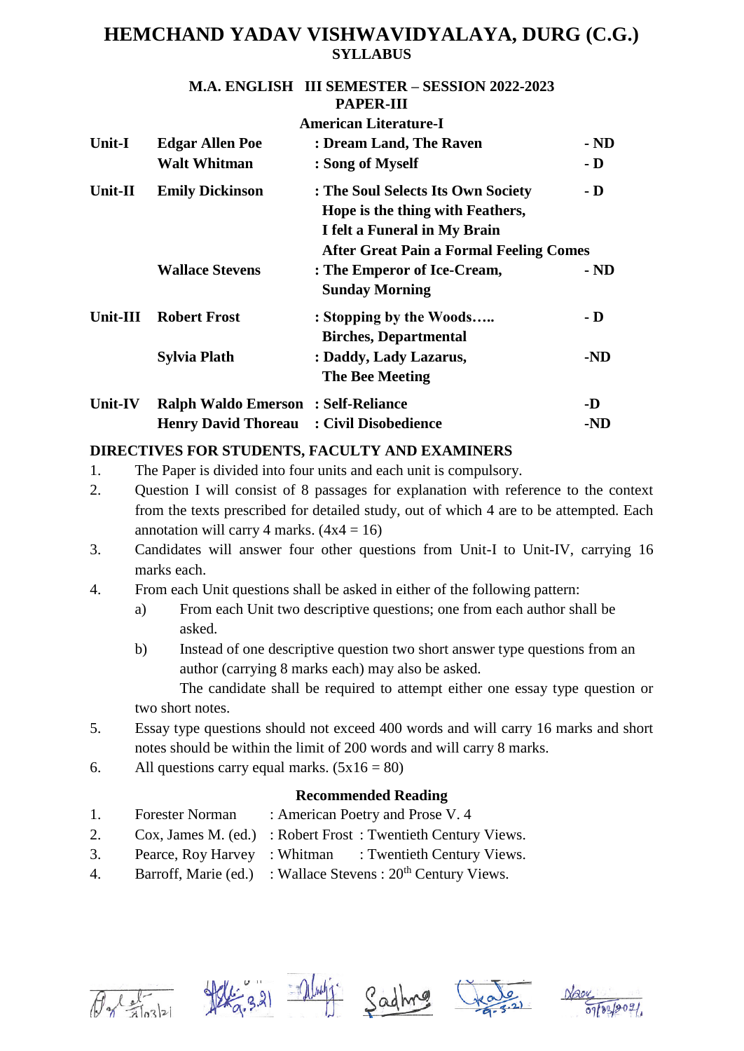# HEMCHAND YADAV VISHWAVIDYALAYA, DURG (C.G.)

## SYLLABUS

### M.A. ENGLISH III SEMESTER – SESSION 2022-2023

### PAPER-III

### American Literature-I

| | | | |
|---|---|---|---|
| **Unit-I** | **Edgar Allen Poe** | **: Dream Land, The Raven** | **- ND** |
| | **Walt Whitman** | **: Song of Myself** | **- D** |
| **Unit-II** | **Emily Dickinson** | **: The Soul Selects Its Own Society<br>Hope is the thing with Feathers,<br>I felt a Funeral in My Brain<br>After Great Pain a Formal Feeling Comes** | **- D** |
| | **Wallace Stevens** | **: The Emperor of Ice-Cream,<br>Sunday Morning** | **- ND** |
| **Unit-III** | **Robert Frost** | **: Stopping by the Woods…..<br>Birches, Departmental** | **- D** |
| | **Sylvia Plath** | **: Daddy, Lady Lazarus,<br>The Bee Meeting** | **-ND** |
| **Unit-IV** | **Ralph Waldo Emerson** | **: Self-Reliance** | **-D** |
| | **Henry David Thoreau** | **: Civil Disobedience** | **-ND** |

**DIRECTIVES FOR STUDENTS, FACULTY AND EXAMINERS**

1. The Paper is divided into four units and each unit is compulsory.
2. Question I will consist of 8 passages for explanation with reference to the context from the texts prescribed for detailed study, out of which 4 are to be attempted. Each annotation will carry 4 marks. (4x4 = 16)
3. Candidates will answer four other questions from Unit-I to Unit-IV, carrying 16 marks each.
4. From each Unit questions shall be asked in either of the following pattern:
   a) From each Unit two descriptive questions; one from each author shall be asked.
   b) Instead of one descriptive question two short answer type questions from an author (carrying 8 marks each) may also be asked.

   The candidate shall be required to attempt either one essay type question or two short notes.
5. Essay type questions should not exceed 400 words and will carry 16 marks and short notes should be within the limit of 200 words and will carry 8 marks.
6. All questions carry equal marks. (5x16 = 80)

**Recommended Reading**

1. Forester Norman : American Poetry and Prose V. 4
2. Cox, James M. (ed.) : Robert Frost : Twentieth Century Views.
3. Pearce, Roy Harvey : Whitman : Twentieth Century Views.
4. Barroff, Marie (ed.) : Wallace Stevens : 20th Century Views.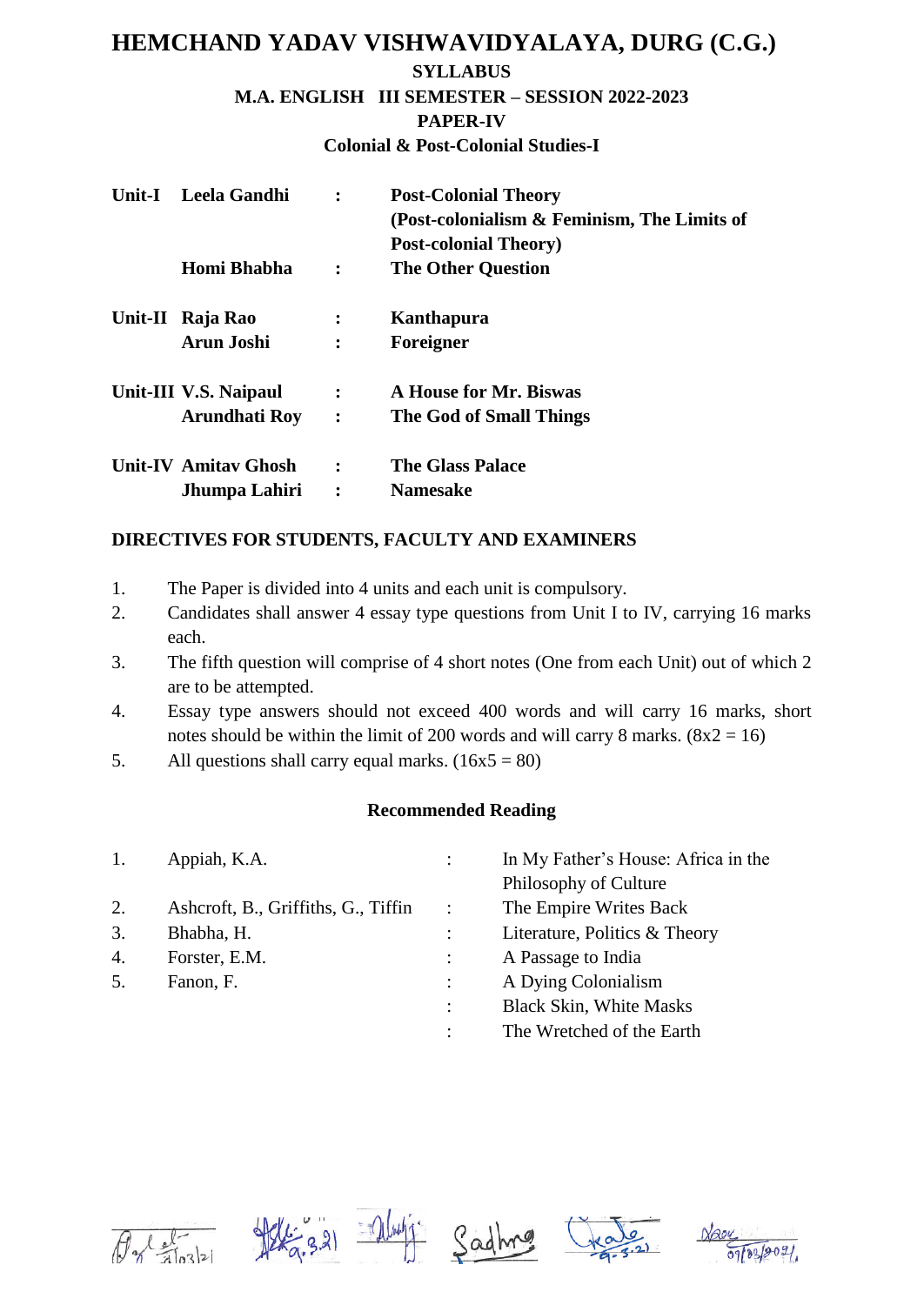# HEMCHAND YADAV VISHWAVIDYALAYA, DURG (C.G.)

## SYLLABUS

### M.A. ENGLISH III SEMESTER – SESSION 2022-2023

### PAPER-IV

### Colonial & Post-Colonial Studies-I

| | | | |
|---|---|---|---|
| **Unit-I** | **Leela Gandhi** | **:** | **Post-Colonial Theory (Post-colonialism & Feminism, The Limits of Post-colonial Theory)** |
| | **Homi Bhabha** | **:** | **The Other Question** |
| **Unit-II** | **Raja Rao** | **:** | **Kanthapura** |
| | **Arun Joshi** | **:** | **Foreigner** |
| **Unit-III** | **V.S. Naipaul** | **:** | **A House for Mr. Biswas** |
| | **Arundhati Roy** | **:** | **The God of Small Things** |
| **Unit-IV** | **Amitav Ghosh** | **:** | **The Glass Palace** |
| | **Jhumpa Lahiri** | **:** | **Namesake** |

**DIRECTIVES FOR STUDENTS, FACULTY AND EXAMINERS**

1. The Paper is divided into 4 units and each unit is compulsory.
2. Candidates shall answer 4 essay type questions from Unit I to IV, carrying 16 marks each.
3. The fifth question will comprise of 4 short notes (One from each Unit) out of which 2 are to be attempted.
4. Essay type answers should not exceed 400 words and will carry 16 marks, short notes should be within the limit of 200 words and will carry 8 marks. (8x2 = 16)
5. All questions shall carry equal marks. (16x5 = 80)

**Recommended Reading**

| | | | |
|---|---|---|---|
| 1. | Appiah, K.A. | : | In My Father's House: Africa in the Philosophy of Culture |
| 2. | Ashcroft, B., Griffiths, G., Tiffin | : | The Empire Writes Back |
| 3. | Bhabha, H. | : | Literature, Politics & Theory |
| 4. | Forster, E.M. | : | A Passage to India |
| 5. | Fanon, F. | : | A Dying Colonialism |
| | | : | Black Skin, White Masks |
| | | : | The Wretched of the Earth |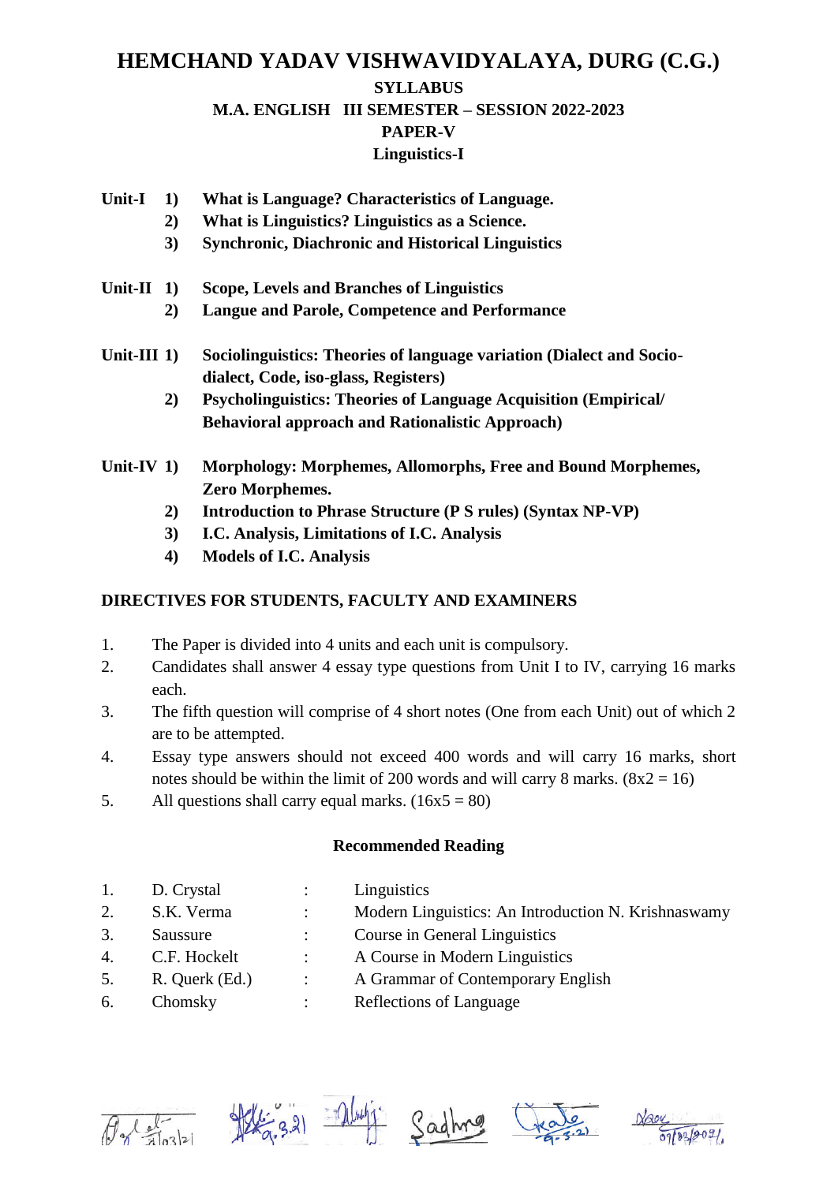# HEMCHAND YADAV VISHWAVIDYALAYA, DURG (C.G.)

**SYLLABUS**

**M.A. ENGLISH III SEMESTER – SESSION 2022-2023**

**PAPER-V**

**Linguistics-I**

**Unit-I**
1) **What is Language? Characteristics of Language.**
2) **What is Linguistics? Linguistics as a Science.**
3) **Synchronic, Diachronic and Historical Linguistics**

**Unit-II**
1) **Scope, Levels and Branches of Linguistics**
2) **Langue and Parole, Competence and Performance**

**Unit-III**
1) **Sociolinguistics: Theories of language variation (Dialect and Socio-dialect, Code, iso-glass, Registers)**
2) **Psycholinguistics: Theories of Language Acquisition (Empirical/ Behavioral approach and Rationalistic Approach)**

**Unit-IV**
1) **Morphology: Morphemes, Allomorphs, Free and Bound Morphemes, Zero Morphemes.**
2) **Introduction to Phrase Structure (P S rules) (Syntax NP-VP)**
3) **I.C. Analysis, Limitations of I.C. Analysis**
4) **Models of I.C. Analysis**

## DIRECTIVES FOR STUDENTS, FACULTY AND EXAMINERS

1. The Paper is divided into 4 units and each unit is compulsory.
2. Candidates shall answer 4 essay type questions from Unit I to IV, carrying 16 marks each.
3. The fifth question will comprise of 4 short notes (One from each Unit) out of which 2 are to be attempted.
4. Essay type answers should not exceed 400 words and will carry 16 marks, short notes should be within the limit of 200 words and will carry 8 marks. (8x2 = 16)
5. All questions shall carry equal marks. (16x5 = 80)

### Recommended Reading

| | | | |
|---|---|---|---|
| 1. | D. Crystal | : | Linguistics |
| 2. | S.K. Verma | : | Modern Linguistics: An Introduction N. Krishnaswamy |
| 3. | Saussure | : | Course in General Linguistics |
| 4. | C.F. Hockelt | : | A Course in Modern Linguistics |
| 5. | R. Querk (Ed.) | : | A Grammar of Contemporary English |
| 6. | Chomsky | : | Reflections of Language |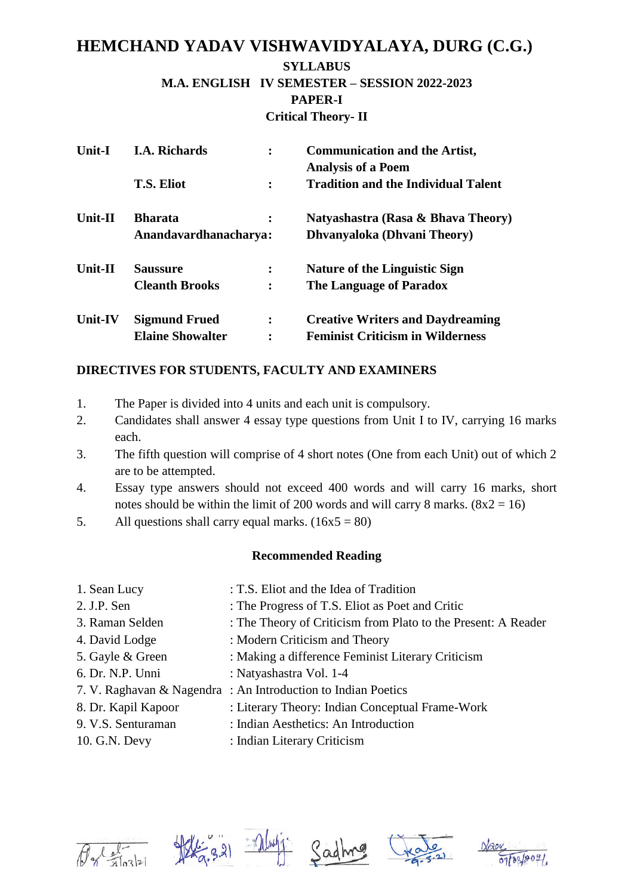# HEMCHAND YADAV VISHWAVIDYALAYA, DURG (C.G.)

**SYLLABUS**

**M.A. ENGLISH IV SEMESTER – SESSION 2022-2023**

**PAPER-I**

**Critical Theory- II**

| | | | |
|---|---|---|---|
| **Unit-I** | **I.A. Richards** | **:** | **Communication and the Artist, Analysis of a Poem** |
| | **T.S. Eliot** | **:** | **Tradition and the Individual Talent** |
| **Unit-II** | **Bharata** | **:** | **Natyashastra (Rasa & Bhava Theory)** |
| | **Anandavardhanacharya** | **:** | **Dhvanyaloka (Dhvani Theory)** |
| **Unit-II** | **Saussure** | **:** | **Nature of the Linguistic Sign** |
| | **Cleanth Brooks** | **:** | **The Language of Paradox** |
| **Unit-IV** | **Sigmund Frued** | **:** | **Creative Writers and Daydreaming** |
| | **Elaine Showalter** | **:** | **Feminist Criticism in Wilderness** |

**DIRECTIVES FOR STUDENTS, FACULTY AND EXAMINERS**

1. The Paper is divided into 4 units and each unit is compulsory.
2. Candidates shall answer 4 essay type questions from Unit I to IV, carrying 16 marks each.
3. The fifth question will comprise of 4 short notes (One from each Unit) out of which 2 are to be attempted.
4. Essay type answers should not exceed 400 words and will carry 16 marks, short notes should be within the limit of 200 words and will carry 8 marks. (8x2 = 16)
5. All questions shall carry equal marks. (16x5 = 80)

**Recommended Reading**

1. Sean Lucy : T.S. Eliot and the Idea of Tradition
2. J.P. Sen : The Progress of T.S. Eliot as Poet and Critic
3. Raman Selden : The Theory of Criticism from Plato to the Present: A Reader
4. David Lodge : Modern Criticism and Theory
5. Gayle & Green : Making a difference Feminist Literary Criticism
6. Dr. N.P. Unni : Natyashastra Vol. 1-4
7. V. Raghavan & Nagendra : An Introduction to Indian Poetics
8. Dr. Kapil Kapoor : Literary Theory: Indian Conceptual Frame-Work
9. V.S. Senturaman : Indian Aesthetics: An Introduction
10. G.N. Devy : Indian Literary Criticism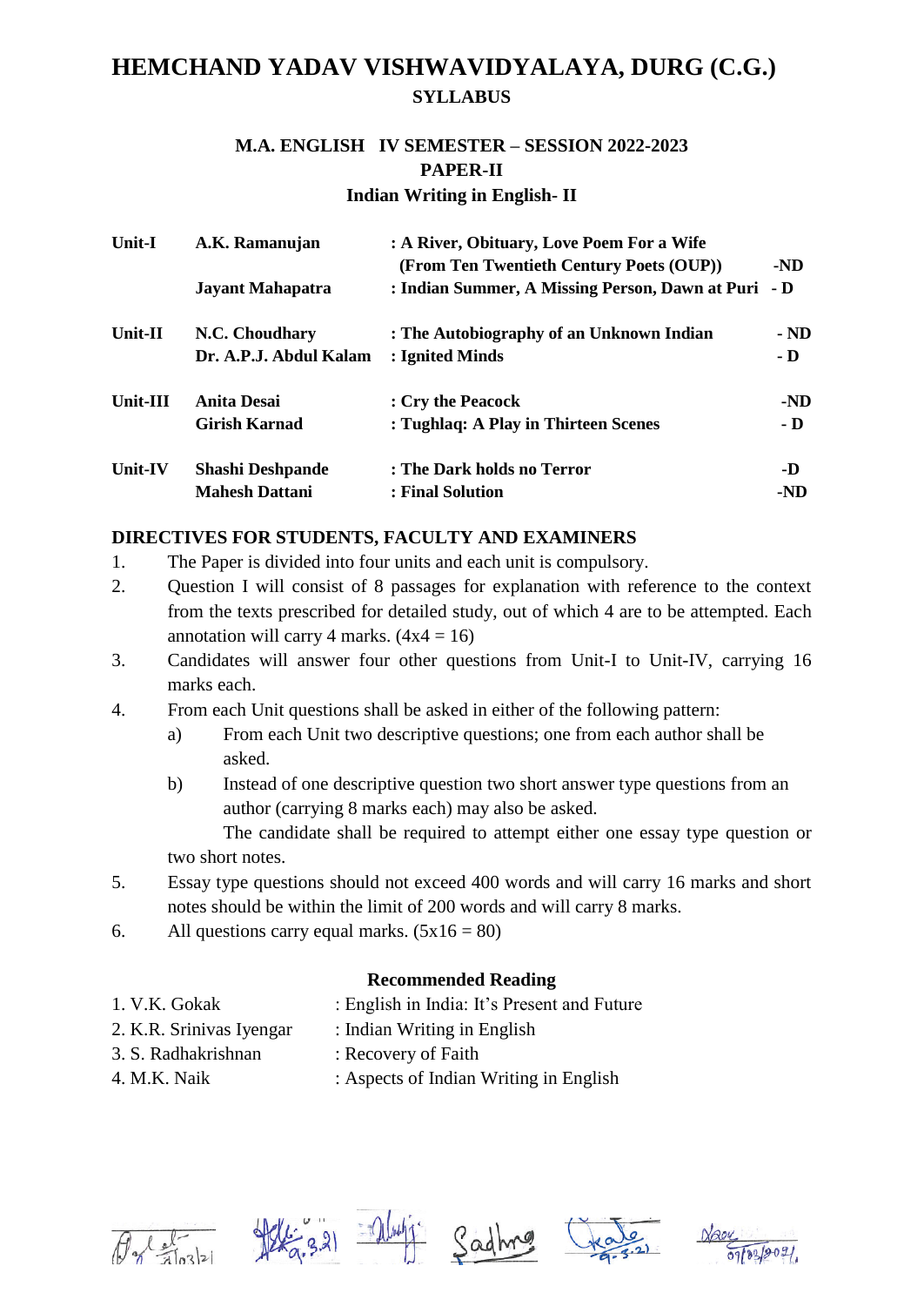# HEMCHAND YADAV VISHWAVIDYALAYA, DURG (C.G.)

## SYLLABUS

### M.A. ENGLISH IV SEMESTER – SESSION 2022-2023

### PAPER-II

### Indian Writing in English- II

| | | | |
|---|---|---|---|
| **Unit-I** | **A.K. Ramanujan** | **: A River, Obituary, Love Poem For a Wife (From Ten Twentieth Century Poets (OUP))** | **-ND** |
| | **Jayant Mahapatra** | **: Indian Summer, A Missing Person, Dawn at Puri** | **- D** |
| **Unit-II** | **N.C. Choudhary** | **: The Autobiography of an Unknown Indian** | **- ND** |
| | **Dr. A.P.J. Abdul Kalam** | **: Ignited Minds** | **- D** |
| **Unit-III** | **Anita Desai** | **: Cry the Peacock** | **-ND** |
| | **Girish Karnad** | **: Tughlaq: A Play in Thirteen Scenes** | **- D** |
| **Unit-IV** | **Shashi Deshpande** | **: The Dark holds no Terror** | **-D** |
| | **Mahesh Dattani** | **: Final Solution** | **-ND** |

**DIRECTIVES FOR STUDENTS, FACULTY AND EXAMINERS**

1. The Paper is divided into four units and each unit is compulsory.
2. Question I will consist of 8 passages for explanation with reference to the context from the texts prescribed for detailed study, out of which 4 are to be attempted. Each annotation will carry 4 marks. (4x4 = 16)
3. Candidates will answer four other questions from Unit-I to Unit-IV, carrying 16 marks each.
4. From each Unit questions shall be asked in either of the following pattern:
   a) From each Unit two descriptive questions; one from each author shall be asked.
   b) Instead of one descriptive question two short answer type questions from an author (carrying 8 marks each) may also be asked.
   
   The candidate shall be required to attempt either one essay type question or two short notes.
5. Essay type questions should not exceed 400 words and will carry 16 marks and short notes should be within the limit of 200 words and will carry 8 marks.
6. All questions carry equal marks. (5x16 = 80)

**Recommended Reading**

1. V.K. Gokak : English in India: It's Present and Future
2. K.R. Srinivas Iyengar : Indian Writing in English
3. S. Radhakrishnan : Recovery of Faith
4. M.K. Naik : Aspects of Indian Writing in English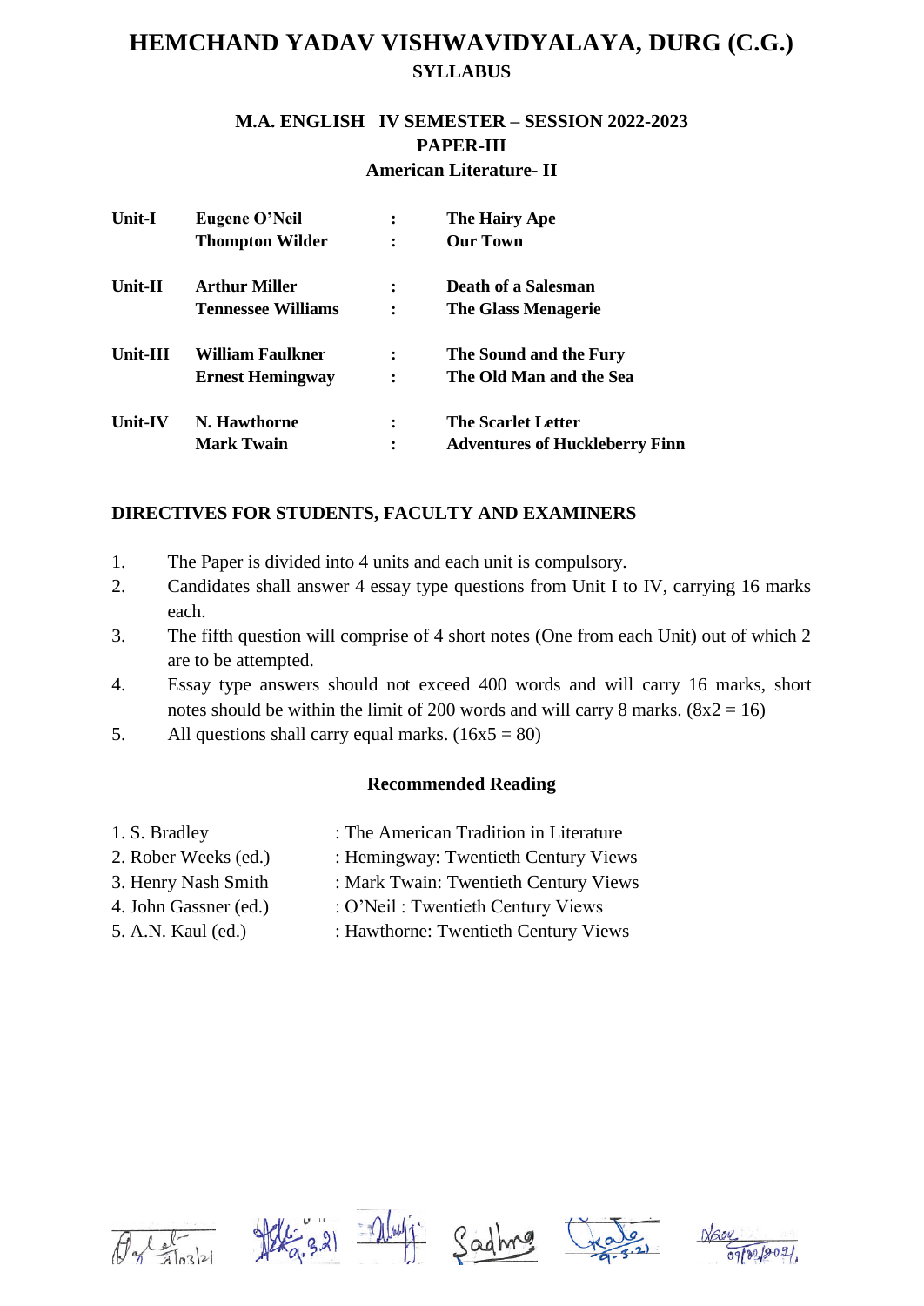# HEMCHAND YADAV VISHWAVIDYALAYA, DURG (C.G.)

## SYLLABUS

### M.A. ENGLISH IV SEMESTER – SESSION 2022-2023
### PAPER-III
### American Literature- II

| | | | |
|---|---|---|---|
| **Unit-I** | **Eugene O'Neil** | **:** | **The Hairy Ape** |
| | **Thompton Wilder** | **:** | **Our Town** |
| **Unit-II** | **Arthur Miller** | **:** | **Death of a Salesman** |
| | **Tennessee Williams** | **:** | **The Glass Menagerie** |
| **Unit-III** | **William Faulkner** | **:** | **The Sound and the Fury** |
| | **Ernest Hemingway** | **:** | **The Old Man and the Sea** |
| **Unit-IV** | **N. Hawthorne** | **:** | **The Scarlet Letter** |
| | **Mark Twain** | **:** | **Adventures of Huckleberry Finn** |

**DIRECTIVES FOR STUDENTS, FACULTY AND EXAMINERS**

1. The Paper is divided into 4 units and each unit is compulsory.
2. Candidates shall answer 4 essay type questions from Unit I to IV, carrying 16 marks each.
3. The fifth question will comprise of 4 short notes (One from each Unit) out of which 2 are to be attempted.
4. Essay type answers should not exceed 400 words and will carry 16 marks, short notes should be within the limit of 200 words and will carry 8 marks. (8x2 = 16)
5. All questions shall carry equal marks. (16x5 = 80)

**Recommended Reading**

| | |
|---|---|
| 1. S. Bradley | : The American Tradition in Literature |
| 2. Rober Weeks (ed.) | : Hemingway: Twentieth Century Views |
| 3. Henry Nash Smith | : Mark Twain: Twentieth Century Views |
| 4. John Gassner (ed.) | : O'Neil : Twentieth Century Views |
| 5. A.N. Kaul (ed.) | : Hawthorne: Twentieth Century Views |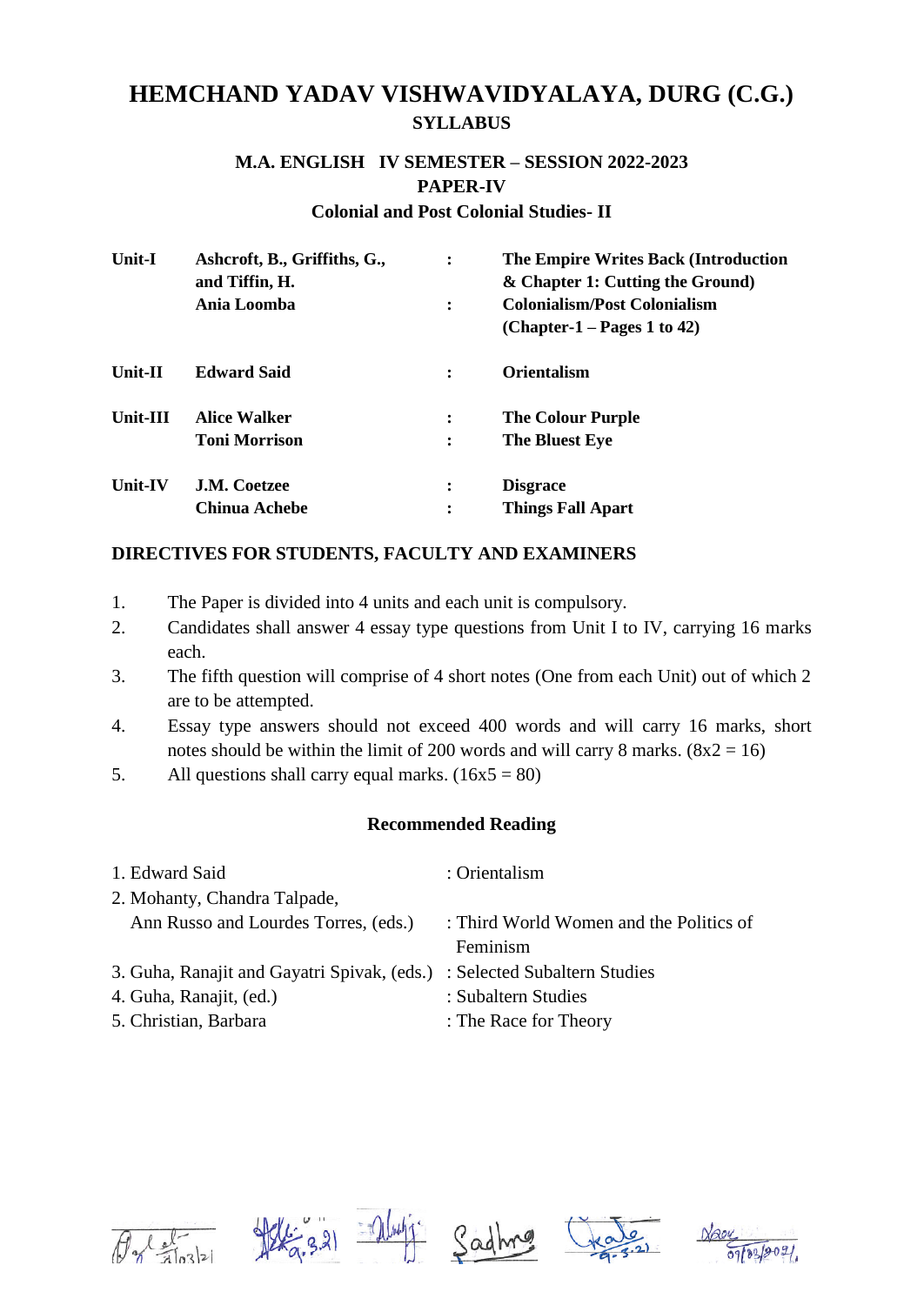# HEMCHAND YADAV VISHWAVIDYALAYA, DURG (C.G.)

## SYLLABUS

### M.A. ENGLISH IV SEMESTER – SESSION 2022-2023

### PAPER-IV

### Colonial and Post Colonial Studies- II

| | | | |
|---|---|---|---|
| **Unit-I** | **Ashcroft, B., Griffiths, G., and Tiffin, H.** | **:** | **The Empire Writes Back (Introduction & Chapter 1: Cutting the Ground)** |
| | **Ania Loomba** | **:** | **Colonialism/Post Colonialism (Chapter-1 – Pages 1 to 42)** |
| **Unit-II** | **Edward Said** | **:** | **Orientalism** |
| **Unit-III** | **Alice Walker** | **:** | **The Colour Purple** |
| | **Toni Morrison** | **:** | **The Bluest Eye** |
| **Unit-IV** | **J.M. Coetzee** | **:** | **Disgrace** |
| | **Chinua Achebe** | **:** | **Things Fall Apart** |

**DIRECTIVES FOR STUDENTS, FACULTY AND EXAMINERS**

1. The Paper is divided into 4 units and each unit is compulsory.
2. Candidates shall answer 4 essay type questions from Unit I to IV, carrying 16 marks each.
3. The fifth question will comprise of 4 short notes (One from each Unit) out of which 2 are to be attempted.
4. Essay type answers should not exceed 400 words and will carry 16 marks, short notes should be within the limit of 200 words and will carry 8 marks. (8x2 = 16)
5. All questions shall carry equal marks. (16x5 = 80)

**Recommended Reading**

| | |
|---|---|
| 1. Edward Said | : Orientalism |
| 2. Mohanty, Chandra Talpade, Ann Russo and Lourdes Torres, (eds.) | : Third World Women and the Politics of Feminism |
| 3. Guha, Ranajit and Gayatri Spivak, (eds.) | : Selected Subaltern Studies |
| 4. Guha, Ranajit, (ed.) | : Subaltern Studies |
| 5. Christian, Barbara | : The Race for Theory |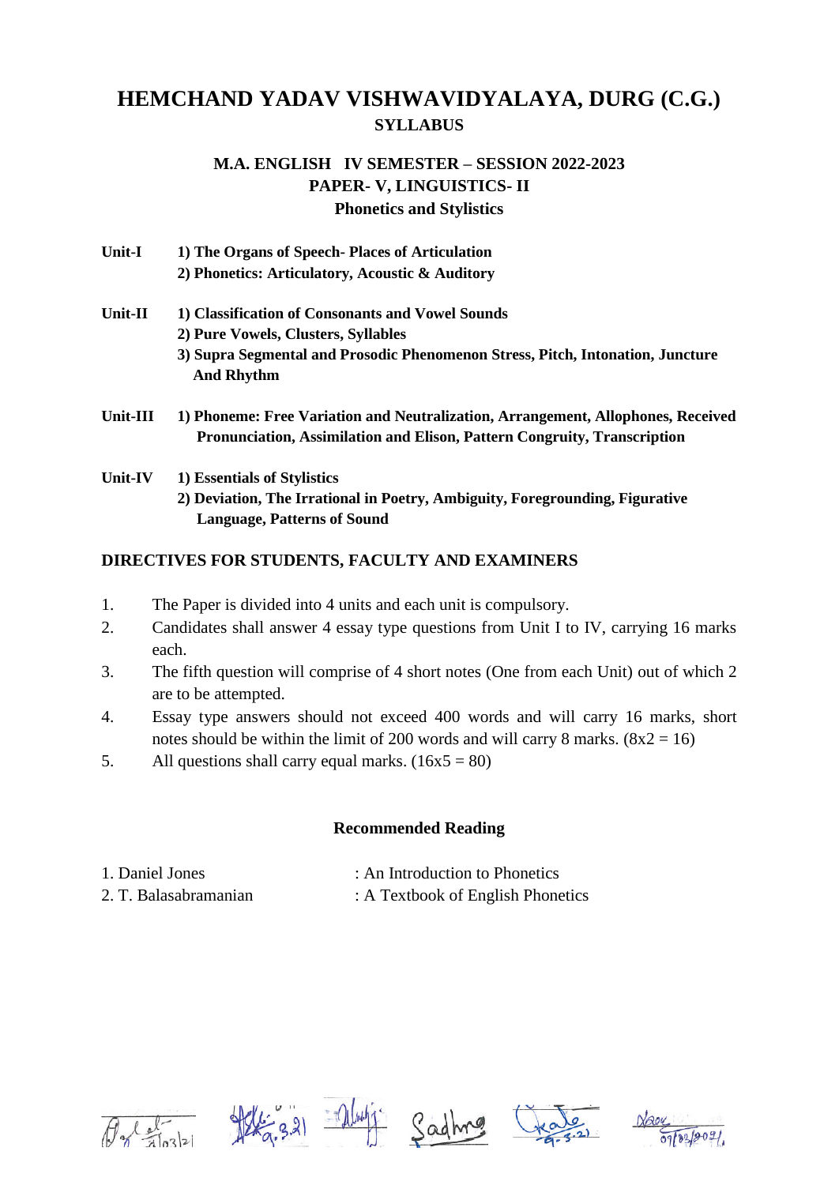# HEMCHAND YADAV VISHWAVIDYALAYA, DURG (C.G.)

## SYLLABUS

### M.A. ENGLISH IV SEMESTER – SESSION 2022-2023
### PAPER- V, LINGUISTICS- II
### Phonetics and Stylistics

**Unit-I**
**1) The Organs of Speech- Places of Articulation**
**2) Phonetics: Articulatory, Acoustic & Auditory**

**Unit-II**
**1) Classification of Consonants and Vowel Sounds**
**2) Pure Vowels, Clusters, Syllables**
**3) Supra Segmental and Prosodic Phenomenon Stress, Pitch, Intonation, Juncture And Rhythm**

**Unit-III**
**1) Phoneme: Free Variation and Neutralization, Arrangement, Allophones, Received Pronunciation, Assimilation and Elison, Pattern Congruity, Transcription**

**Unit-IV**
**1) Essentials of Stylistics**
**2) Deviation, The Irrational in Poetry, Ambiguity, Foregrounding, Figurative Language, Patterns of Sound**

**DIRECTIVES FOR STUDENTS, FACULTY AND EXAMINERS**

1. The Paper is divided into 4 units and each unit is compulsory.
2. Candidates shall answer 4 essay type questions from Unit I to IV, carrying 16 marks each.
3. The fifth question will comprise of 4 short notes (One from each Unit) out of which 2 are to be attempted.
4. Essay type answers should not exceed 400 words and will carry 16 marks, short notes should be within the limit of 200 words and will carry 8 marks. (8x2 = 16)
5. All questions shall carry equal marks. (16x5 = 80)

**Recommended Reading**

1. Daniel Jones : An Introduction to Phonetics
2. T. Balasabramanian : A Textbook of English Phonetics